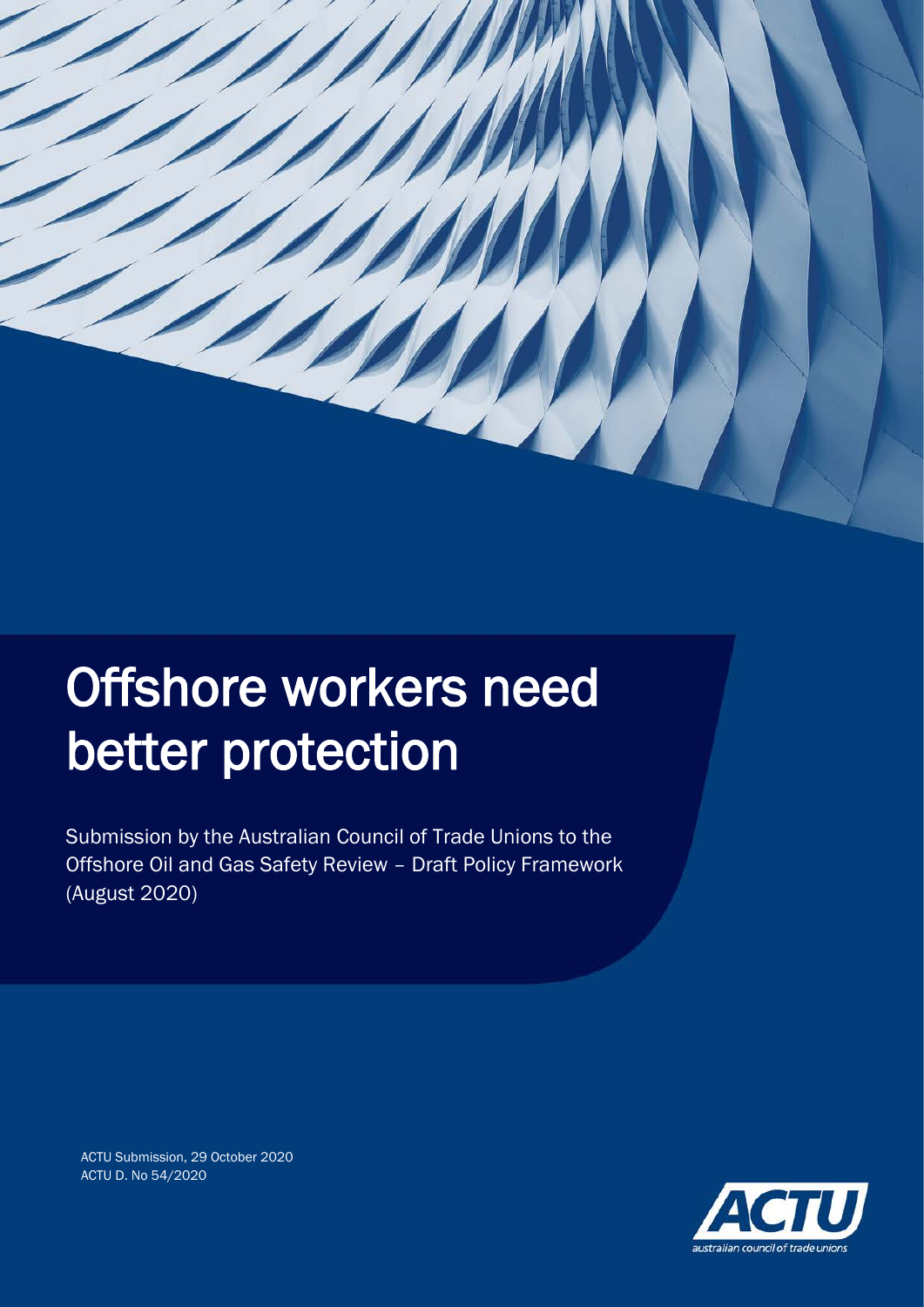# Offshore workers need better protection

Submission by the Australian Council of Trade Unions to the Offshore Oil and Gas Safety Review – Draft Policy Framework (August 2020)

ACTU Submission, 29 October 2020
ACTU D. No 54/2020

ACTU
australian council of trade unions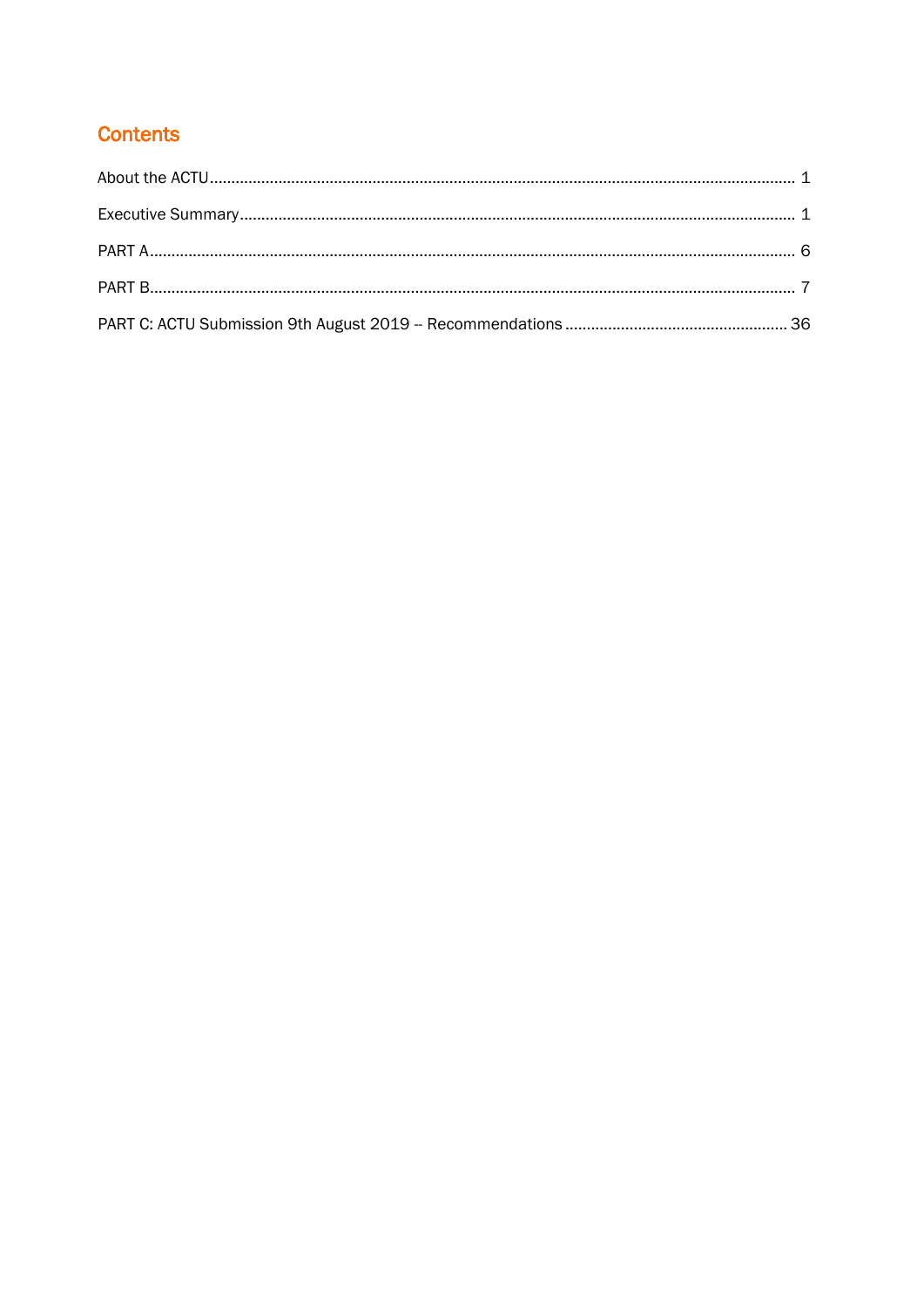## Contents

About the ACTU ..... 1

Executive Summary ..... 1

PART A ..... 6

PART B ..... 7

PART C: ACTU Submission 9th August 2019 -- Recommendations ..... 36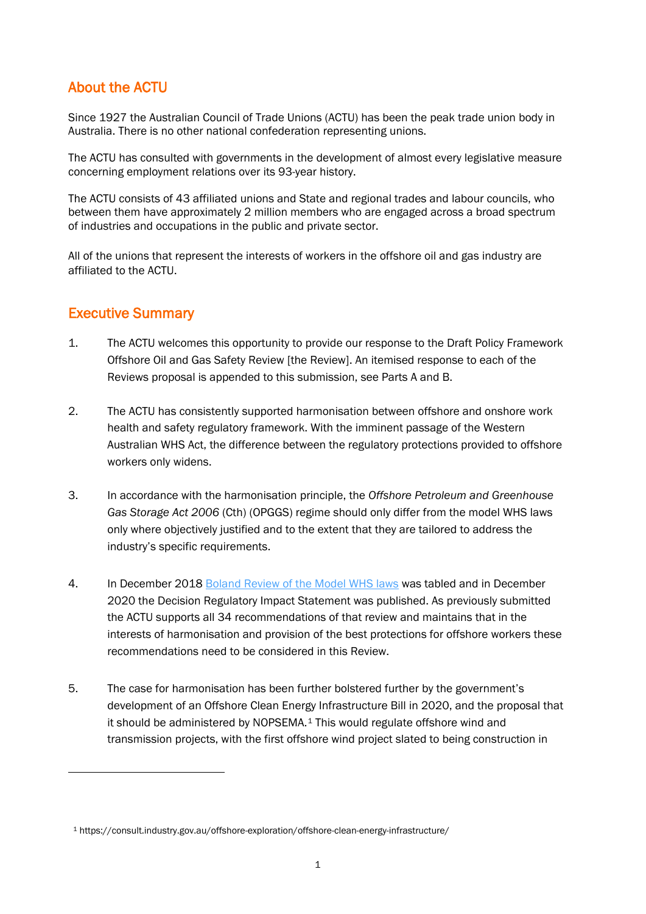## About the ACTU

Since 1927 the Australian Council of Trade Unions (ACTU) has been the peak trade union body in Australia. There is no other national confederation representing unions.

The ACTU has consulted with governments in the development of almost every legislative measure concerning employment relations over its 93-year history.

The ACTU consists of 43 affiliated unions and State and regional trades and labour councils, who between them have approximately 2 million members who are engaged across a broad spectrum of industries and occupations in the public and private sector.

All of the unions that represent the interests of workers in the offshore oil and gas industry are affiliated to the ACTU.

## Executive Summary

1. The ACTU welcomes this opportunity to provide our response to the Draft Policy Framework Offshore Oil and Gas Safety Review [the Review]. An itemised response to each of the Reviews proposal is appended to this submission, see Parts A and B.

2. The ACTU has consistently supported harmonisation between offshore and onshore work health and safety regulatory framework. With the imminent passage of the Western Australian WHS Act, the difference between the regulatory protections provided to offshore workers only widens.

3. In accordance with the harmonisation principle, the *Offshore Petroleum and Greenhouse Gas Storage Act 2006* (Cth) (OPGGS) regime should only differ from the model WHS laws only where objectively justified and to the extent that they are tailored to address the industry's specific requirements.

4. In December 2018 [Boland Review of the Model WHS laws]() was tabled and in December 2020 the Decision Regulatory Impact Statement was published. As previously submitted the ACTU supports all 34 recommendations of that review and maintains that in the interests of harmonisation and provision of the best protections for offshore workers these recommendations need to be considered in this Review.

5. The case for harmonisation has been further bolstered further by the government's development of an Offshore Clean Energy Infrastructure Bill in 2020, and the proposal that it should be administered by NOPSEMA.[1] This would regulate offshore wind and transmission projects, with the first offshore wind project slated to being construction in

[1] https://consult.industry.gov.au/offshore-exploration/offshore-clean-energy-infrastructure/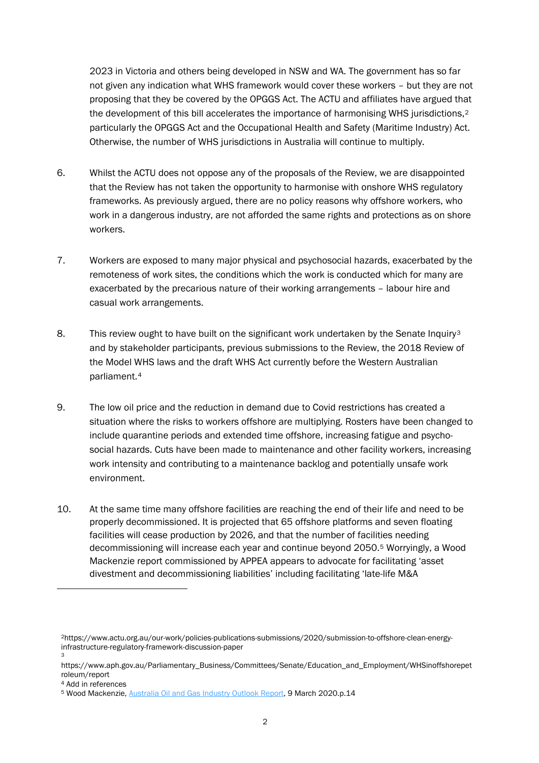2023 in Victoria and others being developed in NSW and WA. The government has so far not given any indication what WHS framework would cover these workers – but they are not proposing that they be covered by the OPGGS Act. The ACTU and affiliates have argued that the development of this bill accelerates the importance of harmonising WHS jurisdictions,[2] particularly the OPGGS Act and the Occupational Health and Safety (Maritime Industry) Act. Otherwise, the number of WHS jurisdictions in Australia will continue to multiply.

6. Whilst the ACTU does not oppose any of the proposals of the Review, we are disappointed that the Review has not taken the opportunity to harmonise with onshore WHS regulatory frameworks. As previously argued, there are no policy reasons why offshore workers, who work in a dangerous industry, are not afforded the same rights and protections as on shore workers.

7. Workers are exposed to many major physical and psychosocial hazards, exacerbated by the remoteness of work sites, the conditions which the work is conducted which for many are exacerbated by the precarious nature of their working arrangements – labour hire and casual work arrangements.

8. This review ought to have built on the significant work undertaken by the Senate Inquiry[3] and by stakeholder participants, previous submissions to the Review, the 2018 Review of the Model WHS laws and the draft WHS Act currently before the Western Australian parliament.[4]

9. The low oil price and the reduction in demand due to Covid restrictions has created a situation where the risks to workers offshore are multiplying. Rosters have been changed to include quarantine periods and extended time offshore, increasing fatigue and psycho-social hazards. Cuts have been made to maintenance and other facility workers, increasing work intensity and contributing to a maintenance backlog and potentially unsafe work environment.

10. At the same time many offshore facilities are reaching the end of their life and need to be properly decommissioned. It is projected that 65 offshore platforms and seven floating facilities will cease production by 2026, and that the number of facilities needing decommissioning will increase each year and continue beyond 2050.[5] Worryingly, a Wood Mackenzie report commissioned by APPEA appears to advocate for facilitating 'asset divestment and decommissioning liabilities' including facilitating 'late-life M&A

---

[2] https://www.actu.org.au/our-work/policies-publications-submissions/2020/submission-to-offshore-clean-energy-infrastructure-regulatory-framework-discussion-paper

[3] https://www.aph.gov.au/Parliamentary_Business/Committees/Senate/Education_and_Employment/WHSinoffshorepetroleum/report

[4] Add in references

[5] Wood Mackenzie, Australia Oil and Gas Industry Outlook Report, 9 March 2020.p.14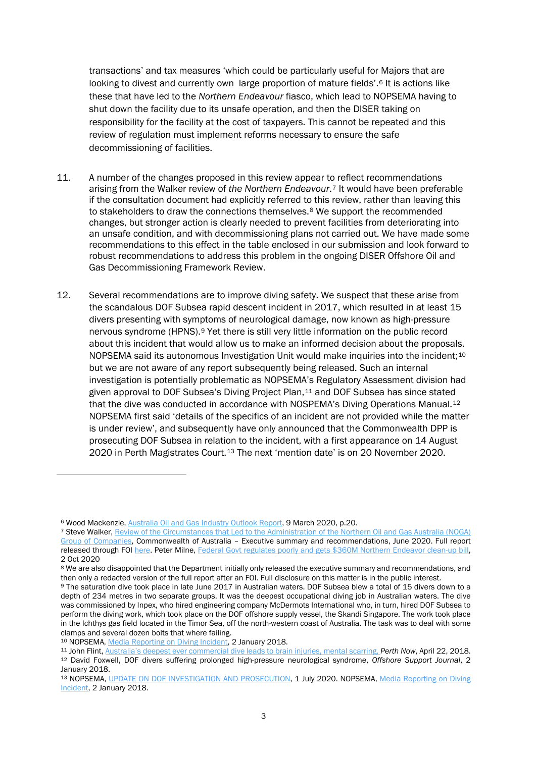transactions' and tax measures 'which could be particularly useful for Majors that are looking to divest and currently own large proportion of mature fields'.[6] It is actions like these that have led to the *Northern Endeavour* fiasco, which lead to NOPSEMA having to shut down the facility due to its unsafe operation, and then the DISER taking on responsibility for the facility at the cost of taxpayers. This cannot be repeated and this review of regulation must implement reforms necessary to ensure the safe decommissioning of facilities.

11. A number of the changes proposed in this review appear to reflect recommendations arising from the Walker review of *the Northern Endeavour*.[7] It would have been preferable if the consultation document had explicitly referred to this review, rather than leaving this to stakeholders to draw the connections themselves.[8] We support the recommended changes, but stronger action is clearly needed to prevent facilities from deteriorating into an unsafe condition, and with decommissioning plans not carried out. We have made some recommendations to this effect in the table enclosed in our submission and look forward to robust recommendations to address this problem in the ongoing DISER Offshore Oil and Gas Decommissioning Framework Review.

12. Several recommendations are to improve diving safety. We suspect that these arise from the scandalous DOF Subsea rapid descent incident in 2017, which resulted in at least 15 divers presenting with symptoms of neurological damage, now known as high-pressure nervous syndrome (HPNS).[9] Yet there is still very little information on the public record about this incident that would allow us to make an informed decision about the proposals. NOPSEMA said its autonomous Investigation Unit would make inquiries into the incident;[10] but we are not aware of any report subsequently being released. Such an internal investigation is potentially problematic as NOPSEMA's Regulatory Assessment division had given approval to DOF Subsea's Diving Project Plan,[11] and DOF Subsea has since stated that the dive was conducted in accordance with NOSPEMA's Diving Operations Manual.[12] NOPSEMA first said 'details of the specifics of an incident are not provided while the matter is under review', and subsequently have only announced that the Commonwealth DPP is prosecuting DOF Subsea in relation to the incident, with a first appearance on 14 August 2020 in Perth Magistrates Court.[13] The next 'mention date' is on 20 November 2020.

---

[6] Wood Mackenzie, Australia Oil and Gas Industry Outlook Report, 9 March 2020, p.20.

[7] Steve Walker, Review of the Circumstances that Led to the Administration of the Northern Oil and Gas Australia (NOGA) Group of Companies, Commonwealth of Australia – Executive summary and recommendations, June 2020. Full report released through FOI here. Peter Milne, Federal Govt regulates poorly and gets $360M Northern Endeavor clean-up bill, 2 Oct 2020

[8] We are also disappointed that the Department initially only released the executive summary and recommendations, and then only a redacted version of the full report after an FOI. Full disclosure on this matter is in the public interest.

[9] The saturation dive took place in late June 2017 in Australian waters. DOF Subsea blew a total of 15 divers down to a depth of 234 metres in two separate groups. It was the deepest occupational diving job in Australian waters. The dive was commissioned by Inpex, who hired engineering company McDermots International who, in turn, hired DOF Subsea to perform the diving work, which took place on the DOF offshore supply vessel, the Skandi Singapore. The work took place in the Ichthys gas field located in the Timor Sea, off the north-western coast of Australia. The task was to deal with some clamps and several dozen bolts that where failing.

[10] NOPSEMA, Media Reporting on Diving Incident, 2 January 2018.

[11] John Flint, Australia's deepest ever commercial dive leads to brain injuries, mental scarring, *Perth Now*, April 22, 2018.

[12] David Foxwell, DOF divers suffering prolonged high-pressure neurological syndrome, *Offshore Support Journal*, 2 January 2018.

[13] NOPSEMA, UPDATE ON DOF INVESTIGATION AND PROSECUTION, 1 July 2020. NOPSEMA, Media Reporting on Diving Incident, 2 January 2018.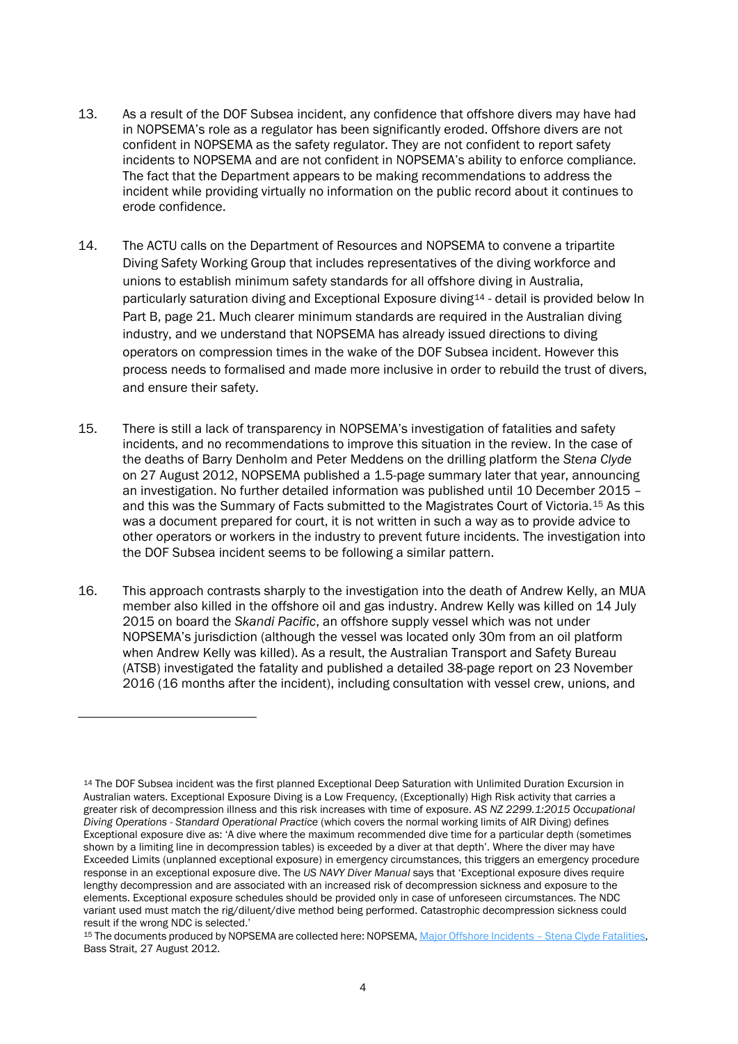13. As a result of the DOF Subsea incident, any confidence that offshore divers may have had in NOPSEMA's role as a regulator has been significantly eroded. Offshore divers are not confident in NOPSEMA as the safety regulator. They are not confident to report safety incidents to NOPSEMA and are not confident in NOPSEMA's ability to enforce compliance. The fact that the Department appears to be making recommendations to address the incident while providing virtually no information on the public record about it continues to erode confidence.

14. The ACTU calls on the Department of Resources and NOPSEMA to convene a tripartite Diving Safety Working Group that includes representatives of the diving workforce and unions to establish minimum safety standards for all offshore diving in Australia, particularly saturation diving and Exceptional Exposure diving[14] - detail is provided below In Part B, page 21. Much clearer minimum standards are required in the Australian diving industry, and we understand that NOPSEMA has already issued directions to diving operators on compression times in the wake of the DOF Subsea incident. However this process needs to formalised and made more inclusive in order to rebuild the trust of divers, and ensure their safety.

15. There is still a lack of transparency in NOPSEMA's investigation of fatalities and safety incidents, and no recommendations to improve this situation in the review. In the case of the deaths of Barry Denholm and Peter Meddens on the drilling platform the *Stena Clyde* on 27 August 2012, NOPSEMA published a 1.5-page summary later that year, announcing an investigation. No further detailed information was published until 10 December 2015 – and this was the Summary of Facts submitted to the Magistrates Court of Victoria.[15] As this was a document prepared for court, it is not written in such a way as to provide advice to other operators or workers in the industry to prevent future incidents. The investigation into the DOF Subsea incident seems to be following a similar pattern.

16. This approach contrasts sharply to the investigation into the death of Andrew Kelly, an MUA member also killed in the offshore oil and gas industry. Andrew Kelly was killed on 14 July 2015 on board the *Skandi Pacific*, an offshore supply vessel which was not under NOPSEMA's jurisdiction (although the vessel was located only 30m from an oil platform when Andrew Kelly was killed). As a result, the Australian Transport and Safety Bureau (ATSB) investigated the fatality and published a detailed 38-page report on 23 November 2016 (16 months after the incident), including consultation with vessel crew, unions, and

---

[14] The DOF Subsea incident was the first planned Exceptional Deep Saturation with Unlimited Duration Excursion in Australian waters. Exceptional Exposure Diving is a Low Frequency, (Exceptionally) High Risk activity that carries a greater risk of decompression illness and this risk increases with time of exposure. *AS NZ 2299.1:2015 Occupational Diving Operations - Standard Operational Practice* (which covers the normal working limits of AIR Diving) defines Exceptional exposure dive as: 'A dive where the maximum recommended dive time for a particular depth (sometimes shown by a limiting line in decompression tables) is exceeded by a diver at that depth'. Where the diver may have Exceeded Limits (unplanned exceptional exposure) in emergency circumstances, this triggers an emergency procedure response in an exceptional exposure dive. The *US NAVY Diver Manual* says that 'Exceptional exposure dives require lengthy decompression and are associated with an increased risk of decompression sickness and exposure to the elements. Exceptional exposure schedules should be provided only in case of unforeseen circumstances. The NDC variant used must match the rig/diluent/dive method being performed. Catastrophic decompression sickness could result if the wrong NDC is selected.'

[15] The documents produced by NOPSEMA are collected here: NOPSEMA, Major Offshore Incidents – Stena Clyde Fatalities, Bass Strait, 27 August 2012.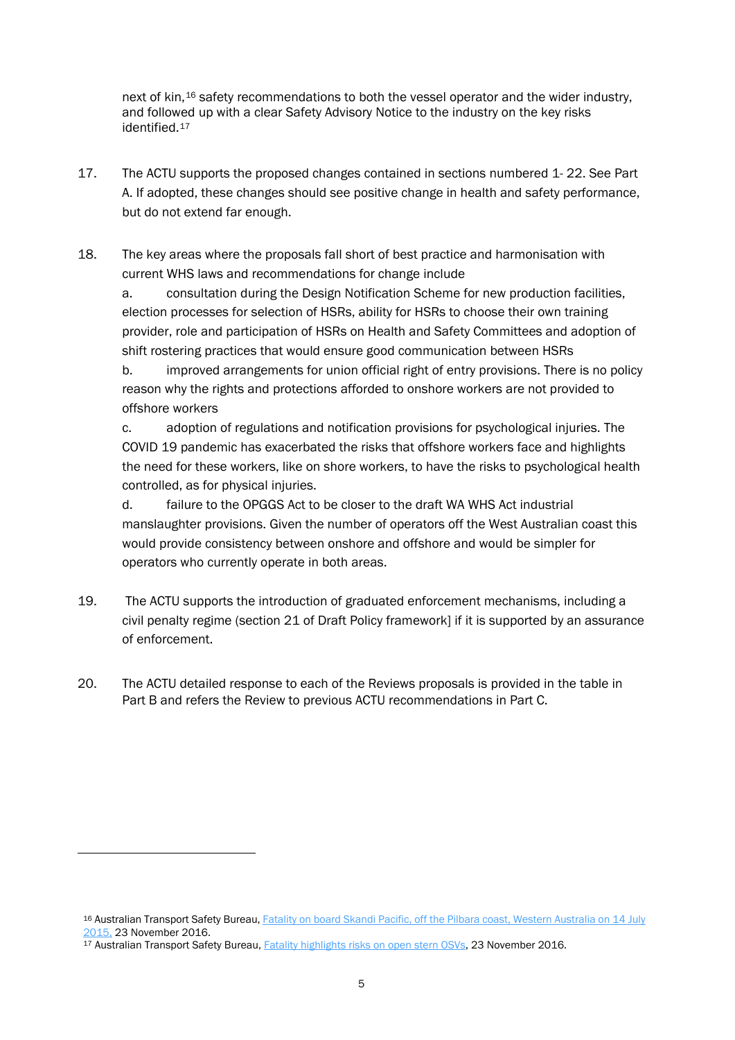next of kin,[16] safety recommendations to both the vessel operator and the wider industry, and followed up with a clear Safety Advisory Notice to the industry on the key risks identified.[17]

17. The ACTU supports the proposed changes contained in sections numbered 1- 22. See Part A. If adopted, these changes should see positive change in health and safety performance, but do not extend far enough.

18. The key areas where the proposals fall short of best practice and harmonisation with current WHS laws and recommendations for change include

    a. consultation during the Design Notification Scheme for new production facilities, election processes for selection of HSRs, ability for HSRs to choose their own training provider, role and participation of HSRs on Health and Safety Committees and adoption of shift rostering practices that would ensure good communication between HSRs

    b. improved arrangements for union official right of entry provisions. There is no policy reason why the rights and protections afforded to onshore workers are not provided to offshore workers

    c. adoption of regulations and notification provisions for psychological injuries. The COVID 19 pandemic has exacerbated the risks that offshore workers face and highlights the need for these workers, like on shore workers, to have the risks to psychological health controlled, as for physical injuries.

    d. failure to the OPGGS Act to be closer to the draft WA WHS Act industrial manslaughter provisions. Given the number of operators off the West Australian coast this would provide consistency between onshore and offshore and would be simpler for operators who currently operate in both areas.

19. The ACTU supports the introduction of graduated enforcement mechanisms, including a civil penalty regime (section 21 of Draft Policy framework] if it is supported by an assurance of enforcement.

20. The ACTU detailed response to each of the Reviews proposals is provided in the table in Part B and refers the Review to previous ACTU recommendations in Part C.

---

[16] Australian Transport Safety Bureau, Fatality on board Skandi Pacific, off the Pilbara coast, Western Australia on 14 July 2015, 23 November 2016.

[17] Australian Transport Safety Bureau, Fatality highlights risks on open stern OSVs, 23 November 2016.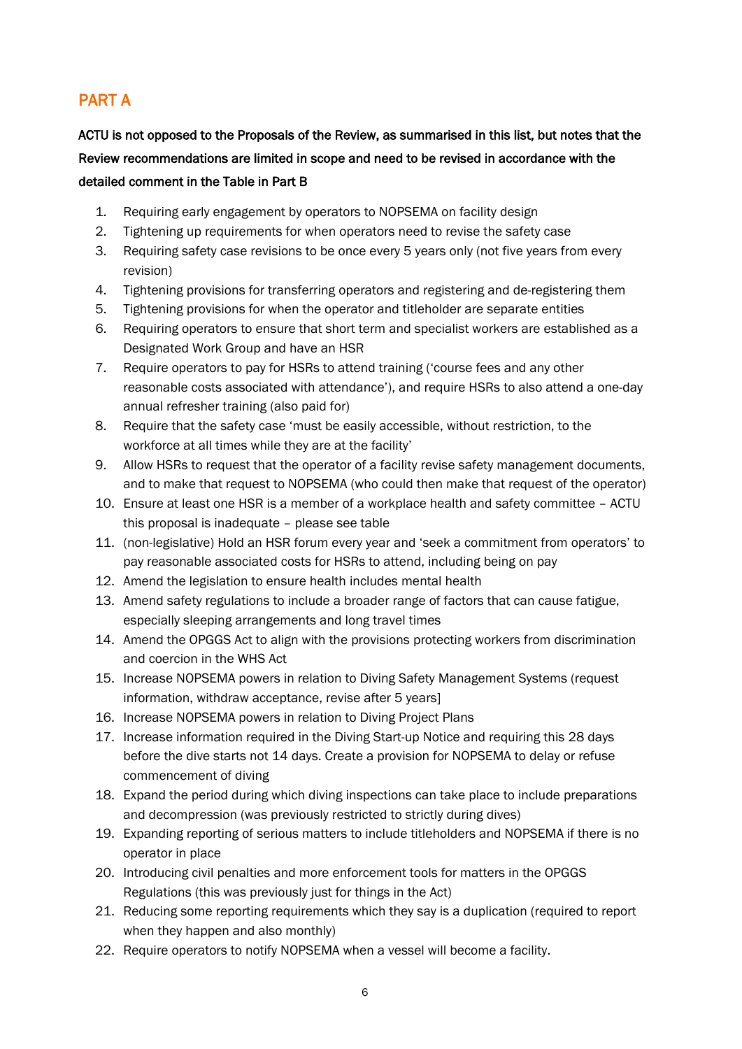## PART A

**ACTU is not opposed to the Proposals of the Review, as summarised in this list, but notes that the Review recommendations are limited in scope and need to be revised in accordance with the detailed comment in the Table in Part B**

1. Requiring early engagement by operators to NOPSEMA on facility design
2. Tightening up requirements for when operators need to revise the safety case
3. Requiring safety case revisions to be once every 5 years only (not five years from every revision)
4. Tightening provisions for transferring operators and registering and de-registering them
5. Tightening provisions for when the operator and titleholder are separate entities
6. Requiring operators to ensure that short term and specialist workers are established as a Designated Work Group and have an HSR
7. Require operators to pay for HSRs to attend training ('course fees and any other reasonable costs associated with attendance'), and require HSRs to also attend a one-day annual refresher training (also paid for)
8. Require that the safety case 'must be easily accessible, without restriction, to the workforce at all times while they are at the facility'
9. Allow HSRs to request that the operator of a facility revise safety management documents, and to make that request to NOPSEMA (who could then make that request of the operator)
10. Ensure at least one HSR is a member of a workplace health and safety committee – ACTU this proposal is inadequate – please see table
11. (non-legislative) Hold an HSR forum every year and 'seek a commitment from operators' to pay reasonable associated costs for HSRs to attend, including being on pay
12. Amend the legislation to ensure health includes mental health
13. Amend safety regulations to include a broader range of factors that can cause fatigue, especially sleeping arrangements and long travel times
14. Amend the OPGGS Act to align with the provisions protecting workers from discrimination and coercion in the WHS Act
15. Increase NOPSEMA powers in relation to Diving Safety Management Systems (request information, withdraw acceptance, revise after 5 years]
16. Increase NOPSEMA powers in relation to Diving Project Plans
17. Increase information required in the Diving Start-up Notice and requiring this 28 days before the dive starts not 14 days. Create a provision for NOPSEMA to delay or refuse commencement of diving
18. Expand the period during which diving inspections can take place to include preparations and decompression (was previously restricted to strictly during dives)
19. Expanding reporting of serious matters to include titleholders and NOPSEMA if there is no operator in place
20. Introducing civil penalties and more enforcement tools for matters in the OPGGS Regulations (this was previously just for things in the Act)
21. Reducing some reporting requirements which they say is a duplication (required to report when they happen and also monthly)
22. Require operators to notify NOPSEMA when a vessel will become a facility.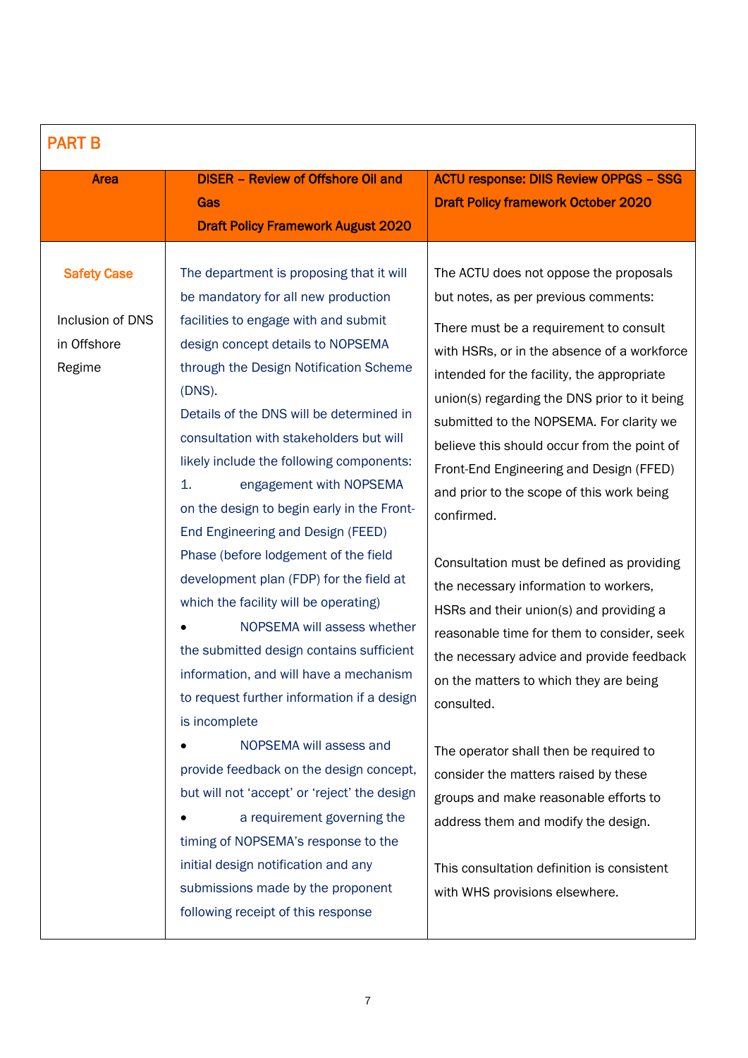## PART B

| Area | DISER – Review of Offshore Oil and Gas<br>Draft Policy Framework August 2020 | ACTU response: DIIS Review OPPGS – SSG Draft Policy framework October 2020 |
|---|---|---|
| **Safety Case**<br><br>Inclusion of DNS in Offshore Regime | The department is proposing that it will be mandatory for all new production facilities to engage with and submit design concept details to NOPSEMA through the Design Notification Scheme (DNS).<br>Details of the DNS will be determined in consultation with stakeholders but will likely include the following components:<br>1. engagement with NOPSEMA on the design to begin early in the Front-End Engineering and Design (FEED) Phase (before lodgement of the field development plan (FDP) for the field at which the facility will be operating)<br>• NOPSEMA will assess whether the submitted design contains sufficient information, and will have a mechanism to request further information if a design is incomplete<br>• NOPSEMA will assess and provide feedback on the design concept, but will not 'accept' or 'reject' the design<br>• a requirement governing the timing of NOPSEMA's response to the initial design notification and any submissions made by the proponent following receipt of this response | The ACTU does not oppose the proposals but notes, as per previous comments:<br>There must be a requirement to consult with HSRs, or in the absence of a workforce intended for the facility, the appropriate union(s) regarding the DNS prior to it being submitted to the NOPSEMA. For clarity we believe this should occur from the point of Front-End Engineering and Design (FFED) and prior to the scope of this work being confirmed.<br><br>Consultation must be defined as providing the necessary information to workers, HSRs and their union(s) and providing a reasonable time for them to consider, seek the necessary advice and provide feedback on the matters to which they are being consulted.<br><br>The operator shall then be required to consider the matters raised by these groups and make reasonable efforts to address them and modify the design.<br><br>This consultation definition is consistent with WHS provisions elsewhere. |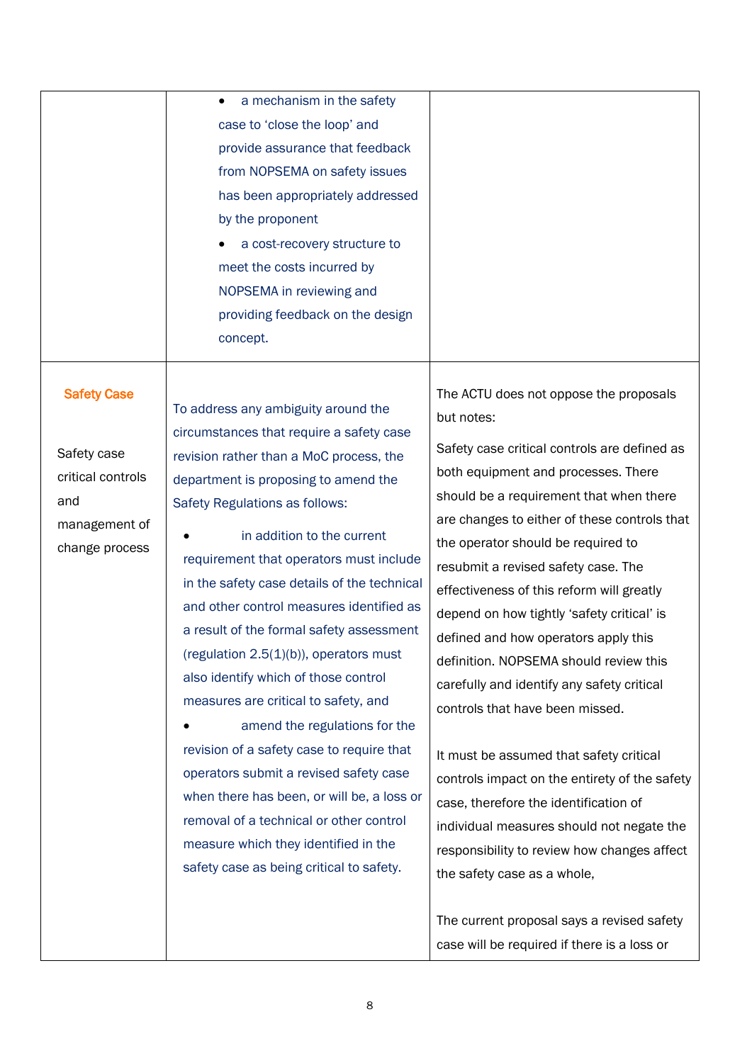|  |  |  |
|---|---|---|
|  | • a mechanism in the safety case to 'close the loop' and provide assurance that feedback from NOPSEMA on safety issues has been appropriately addressed by the proponent<br>• a cost-recovery structure to meet the costs incurred by NOPSEMA in reviewing and providing feedback on the design concept. |  |
| **Safety Case**<br><br>Safety case critical controls and management of change process | To address any ambiguity around the circumstances that require a safety case revision rather than a MoC process, the department is proposing to amend the Safety Regulations as follows:<br>• in addition to the current requirement that operators must include in the safety case details of the technical and other control measures identified as a result of the formal safety assessment (regulation 2.5(1)(b)), operators must also identify which of those control measures are critical to safety, and<br>• amend the regulations for the revision of a safety case to require that operators submit a revised safety case when there has been, or will be, a loss or removal of a technical or other control measure which they identified in the safety case as being critical to safety. | The ACTU does not oppose the proposals but notes:<br><br>Safety case critical controls are defined as both equipment and processes. There should be a requirement that when there are changes to either of these controls that the operator should be required to resubmit a revised safety case. The effectiveness of this reform will greatly depend on how tightly 'safety critical' is defined and how operators apply this definition. NOPSEMA should review this carefully and identify any safety critical controls that have been missed.<br><br>It must be assumed that safety critical controls impact on the entirety of the safety case, therefore the identification of individual measures should not negate the responsibility to review how changes affect the safety case as a whole,<br><br>The current proposal says a revised safety case will be required if there is a loss or |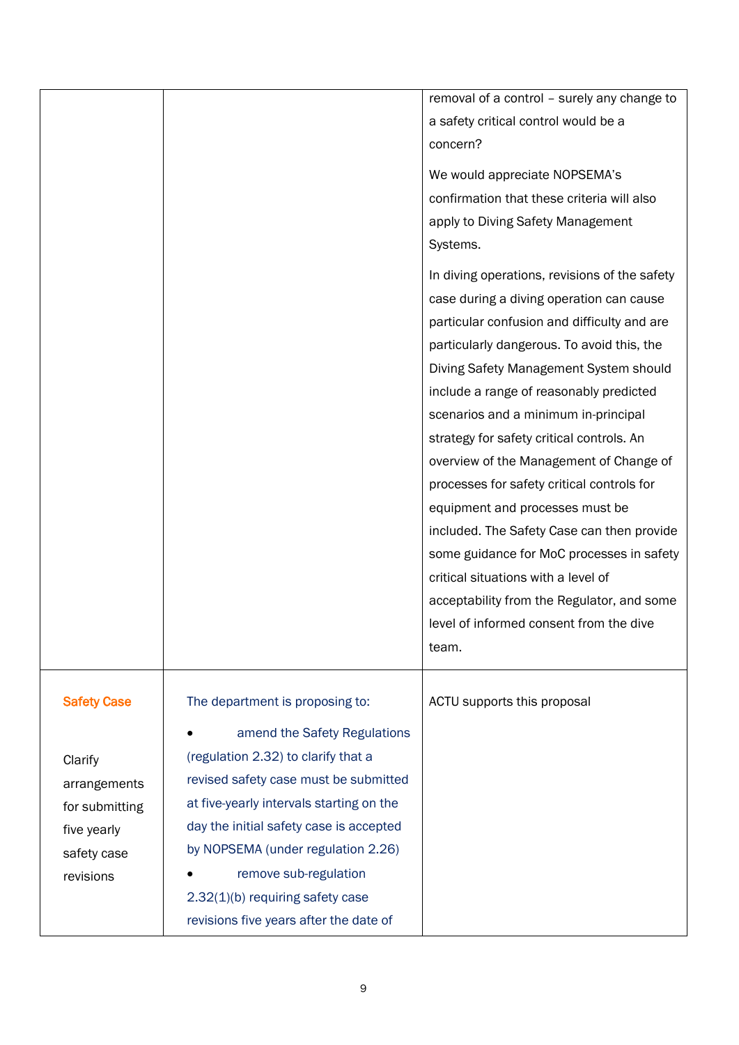| | | |
|---|---|---|
| | | removal of a control – surely any change to a safety critical control would be a concern?<br><br>We would appreciate NOPSEMA's confirmation that these criteria will also apply to Diving Safety Management Systems.<br><br>In diving operations, revisions of the safety case during a diving operation can cause particular confusion and difficulty and are particularly dangerous. To avoid this, the Diving Safety Management System should include a range of reasonably predicted scenarios and a minimum in-principal strategy for safety critical controls. An overview of the Management of Change of processes for safety critical controls for equipment and processes must be included. The Safety Case can then provide some guidance for MoC processes in safety critical situations with a level of acceptability from the Regulator, and some level of informed consent from the dive team. |
| **Safety Case**<br><br>Clarify arrangements for submitting five yearly safety case revisions | The department is proposing to:<br><br>• amend the Safety Regulations (regulation 2.32) to clarify that a revised safety case must be submitted at five-yearly intervals starting on the day the initial safety case is accepted by NOPSEMA (under regulation 2.26)<br><br>• remove sub-regulation 2.32(1)(b) requiring safety case revisions five years after the date of | ACTU supports this proposal |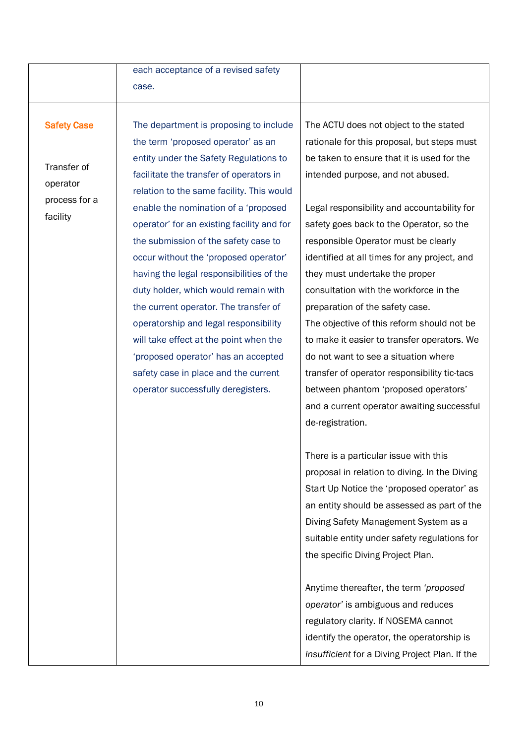| | | |
|---|---|---|
| | each acceptance of a revised safety case. | |
| **Safety Case**<br><br>Transfer of operator process for a facility | The department is proposing to include the term 'proposed operator' as an entity under the Safety Regulations to facilitate the transfer of operators in relation to the same facility. This would enable the nomination of a 'proposed operator' for an existing facility and for the submission of the safety case to occur without the 'proposed operator' having the legal responsibilities of the duty holder, which would remain with the current operator. The transfer of operatorship and legal responsibility will take effect at the point when the 'proposed operator' has an accepted safety case in place and the current operator successfully deregisters. | The ACTU does not object to the stated rationale for this proposal, but steps must be taken to ensure that it is used for the intended purpose, and not abused.<br><br>Legal responsibility and accountability for safety goes back to the Operator, so the responsible Operator must be clearly identified at all times for any project, and they must undertake the proper consultation with the workforce in the preparation of the safety case.<br>The objective of this reform should not be to make it easier to transfer operators. We do not want to see a situation where transfer of operator responsibility tic-tacs between phantom 'proposed operators' and a current operator awaiting successful de-registration.<br><br>There is a particular issue with this proposal in relation to diving. In the Diving Start Up Notice the 'proposed operator' as an entity should be assessed as part of the Diving Safety Management System as a suitable entity under safety regulations for the specific Diving Project Plan.<br><br>Anytime thereafter, the term *'proposed operator'* is ambiguous and reduces regulatory clarity. If NOSEMA cannot identify the operator, the operatorship is *insufficient* for a Diving Project Plan. If the |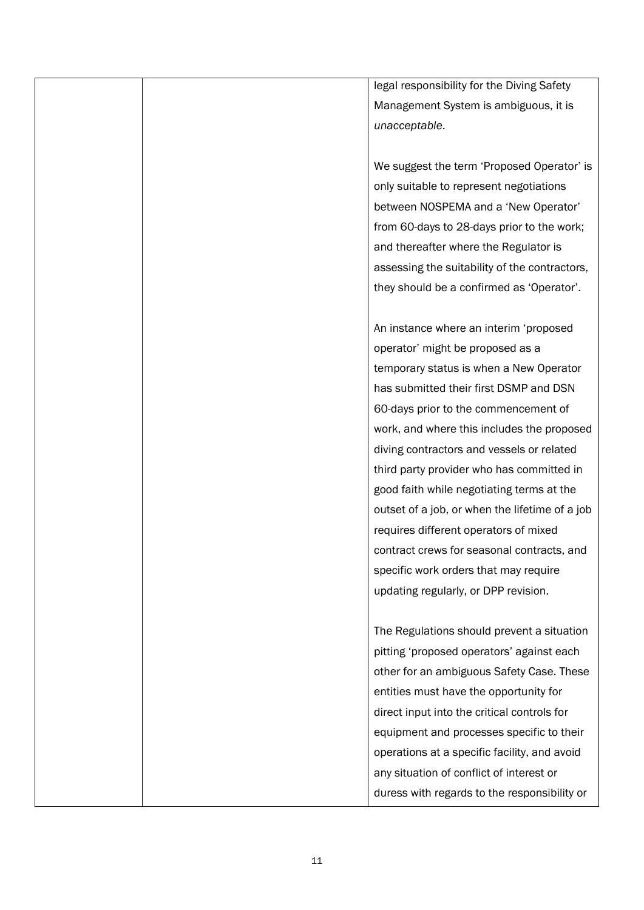| | | |
|---|---|---|
| | | legal responsibility for the Diving Safety Management System is ambiguous, it is *unacceptable*.<br><br>We suggest the term 'Proposed Operator' is only suitable to represent negotiations between NOSPEMA and a 'New Operator' from 60-days to 28-days prior to the work; and thereafter where the Regulator is assessing the suitability of the contractors, they should be a confirmed as 'Operator'.<br><br>An instance where an interim 'proposed operator' might be proposed as a temporary status is when a New Operator has submitted their first DSMP and DSN 60-days prior to the commencement of work, and where this includes the proposed diving contractors and vessels or related third party provider who has committed in good faith while negotiating terms at the outset of a job, or when the lifetime of a job requires different operators of mixed contract crews for seasonal contracts, and specific work orders that may require updating regularly, or DPP revision.<br><br>The Regulations should prevent a situation pitting 'proposed operators' against each other for an ambiguous Safety Case. These entities must have the opportunity for direct input into the critical controls for equipment and processes specific to their operations at a specific facility, and avoid any situation of conflict of interest or duress with regards to the responsibility or |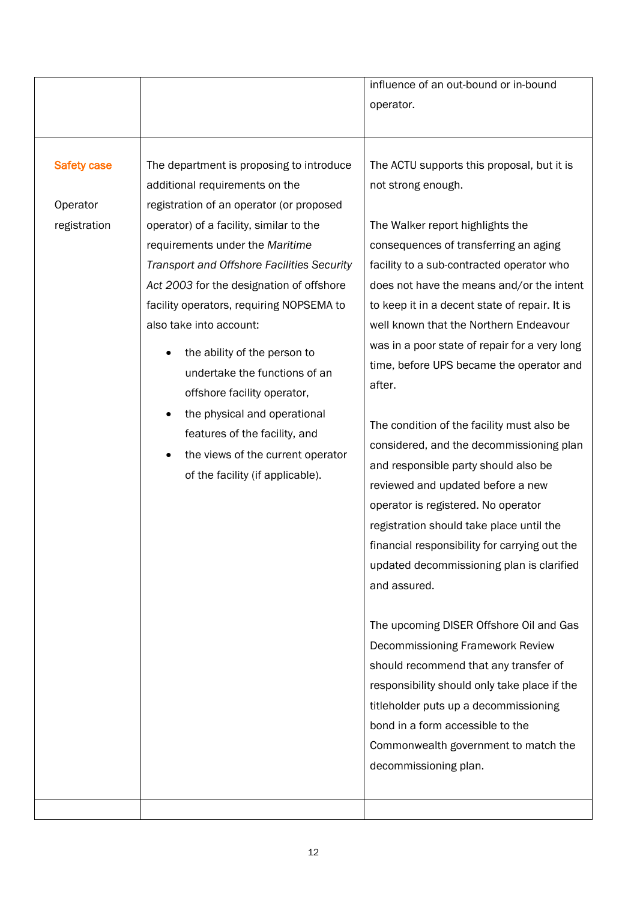| | | |
|---|---|---|
| | | influence of an out-bound or in-bound operator. |
| Safety case<br><br>Operator registration | The department is proposing to introduce additional requirements on the registration of an operator (or proposed operator) of a facility, similar to the requirements under the *Maritime Transport and Offshore Facilities Security Act 2003* for the designation of offshore facility operators, requiring NOPSEMA to also take into account:<br><br>• the ability of the person to undertake the functions of an offshore facility operator,<br>• the physical and operational features of the facility, and<br>• the views of the current operator of the facility (if applicable). | The ACTU supports this proposal, but it is not strong enough.<br><br>The Walker report highlights the consequences of transferring an aging facility to a sub-contracted operator who does not have the means and/or the intent to keep it in a decent state of repair. It is well known that the Northern Endeavour was in a poor state of repair for a very long time, before UPS became the operator and after.<br><br>The condition of the facility must also be considered, and the decommissioning plan and responsible party should also be reviewed and updated before a new operator is registered. No operator registration should take place until the financial responsibility for carrying out the updated decommissioning plan is clarified and assured.<br><br>The upcoming DISER Offshore Oil and Gas Decommissioning Framework Review should recommend that any transfer of responsibility should only take place if the titleholder puts up a decommissioning bond in a form accessible to the Commonwealth government to match the decommissioning plan. |
| | | |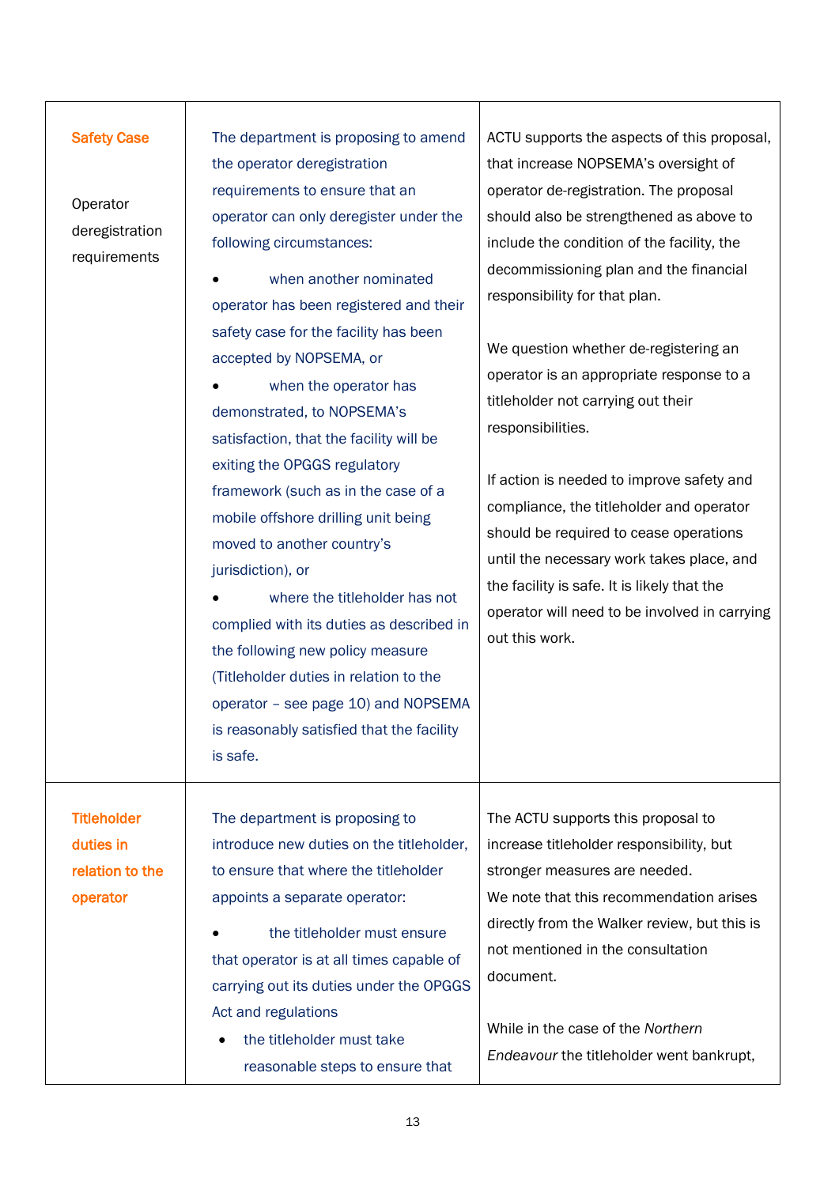| | | |
|---|---|---|
| **Safety Case**<br><br>Operator deregistration requirements | The department is proposing to amend the operator deregistration requirements to ensure that an operator can only deregister under the following circumstances:<br><br>• when another nominated operator has been registered and their safety case for the facility has been accepted by NOPSEMA, or<br>• when the operator has demonstrated, to NOPSEMA's satisfaction, that the facility will be exiting the OPGGS regulatory framework (such as in the case of a mobile offshore drilling unit being moved to another country's jurisdiction), or<br>• where the titleholder has not complied with its duties as described in the following new policy measure (Titleholder duties in relation to the operator – see page 10) and NOPSEMA is reasonably satisfied that the facility is safe. | ACTU supports the aspects of this proposal, that increase NOPSEMA's oversight of operator de-registration. The proposal should also be strengthened as above to include the condition of the facility, the decommissioning plan and the financial responsibility for that plan.<br><br>We question whether de-registering an operator is an appropriate response to a titleholder not carrying out their responsibilities.<br><br>If action is needed to improve safety and compliance, the titleholder and operator should be required to cease operations until the necessary work takes place, and the facility is safe. It is likely that the operator will need to be involved in carrying out this work. |
| **Titleholder duties in relation to the operator** | The department is proposing to introduce new duties on the titleholder, to ensure that where the titleholder appoints a separate operator:<br><br>• the titleholder must ensure that operator is at all times capable of carrying out its duties under the OPGGS Act and regulations<br>• the titleholder must take reasonable steps to ensure that | The ACTU supports this proposal to increase titleholder responsibility, but stronger measures are needed.<br>We note that this recommendation arises directly from the Walker review, but this is not mentioned in the consultation document.<br><br>While in the case of the *Northern Endeavour* the titleholder went bankrupt, |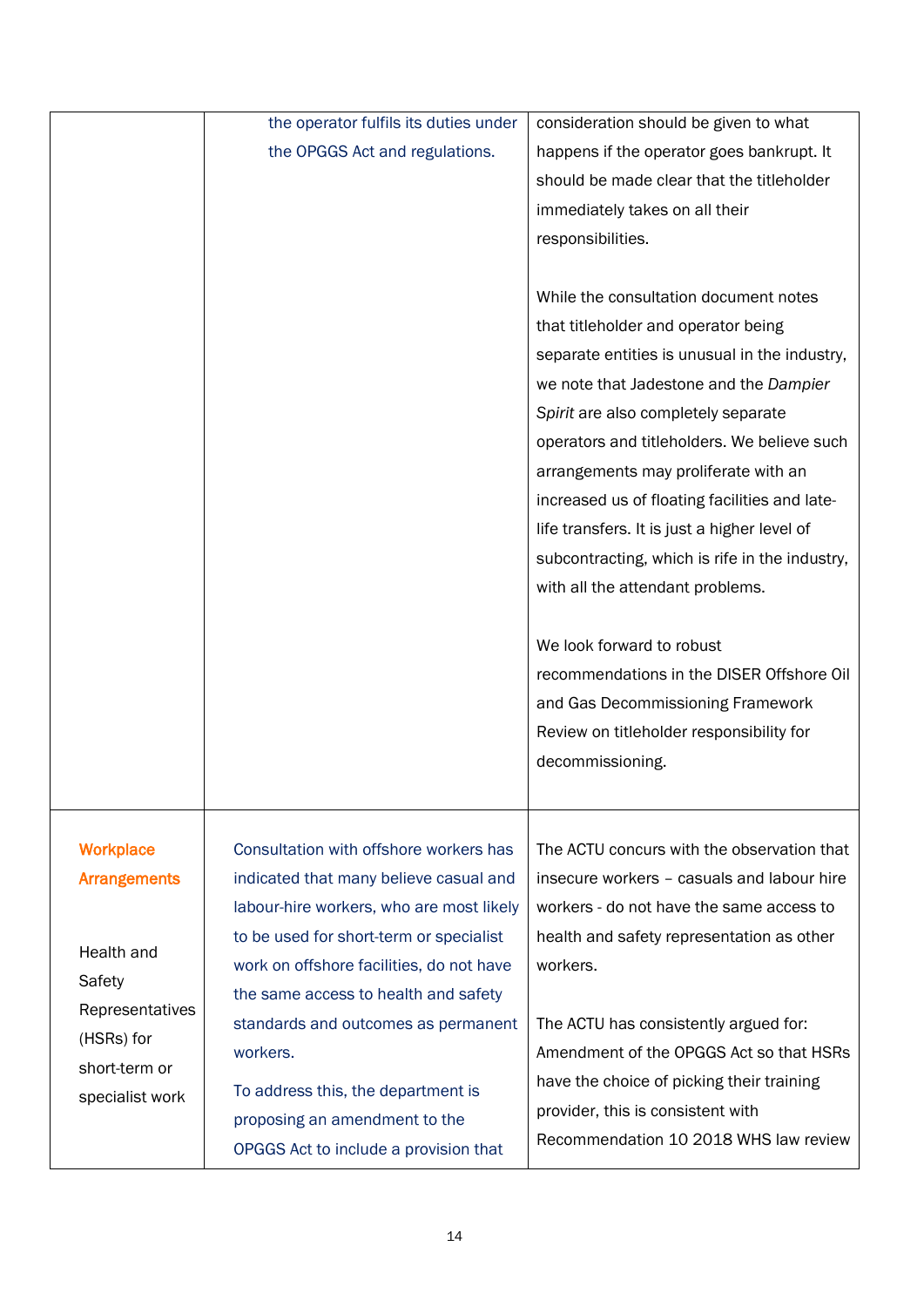|  |  |  |
|---|---|---|
|  | the operator fulfils its duties under the OPGGS Act and regulations. | consideration should be given to what happens if the operator goes bankrupt. It should be made clear that the titleholder immediately takes on all their responsibilities.<br><br>While the consultation document notes that titleholder and operator being separate entities is unusual in the industry, we note that Jadestone and the *Dampier Spirit* are also completely separate operators and titleholders. We believe such arrangements may proliferate with an increased us of floating facilities and late-life transfers. It is just a higher level of subcontracting, which is rife in the industry, with all the attendant problems.<br><br>We look forward to robust recommendations in the DISER Offshore Oil and Gas Decommissioning Framework Review on titleholder responsibility for decommissioning. |
| **Workplace Arrangements**<br><br>Health and Safety Representatives (HSRs) for short-term or specialist work | Consultation with offshore workers has indicated that many believe casual and labour-hire workers, who are most likely to be used for short-term or specialist work on offshore facilities, do not have the same access to health and safety standards and outcomes as permanent workers.<br><br>To address this, the department is proposing an amendment to the OPGGS Act to include a provision that | The ACTU concurs with the observation that insecure workers – casuals and labour hire workers - do not have the same access to health and safety representation as other workers.<br><br>The ACTU has consistently argued for: Amendment of the OPGGS Act so that HSRs have the choice of picking their training provider, this is consistent with Recommendation 10 2018 WHS law review |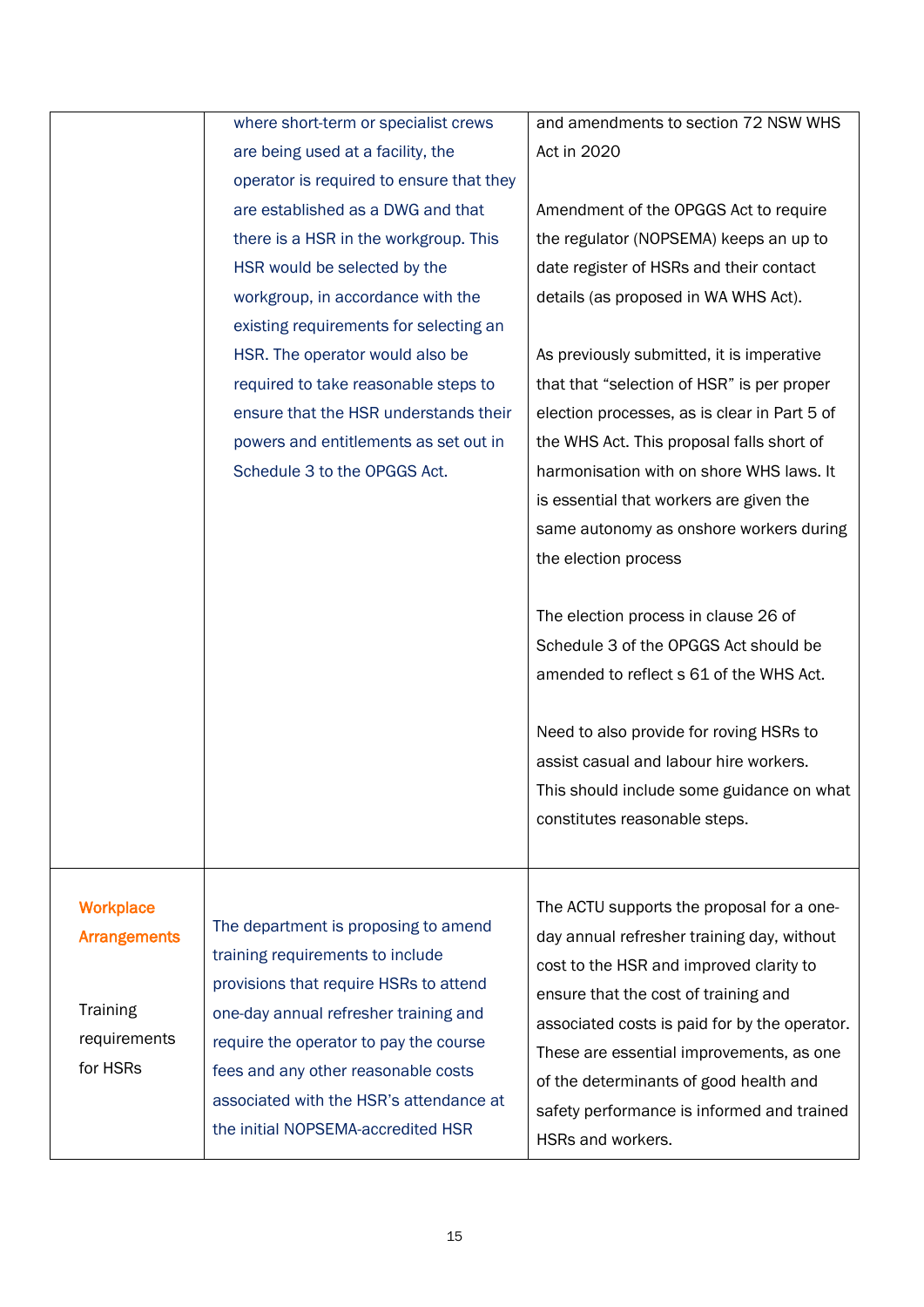| | | |
|---|---|---|
| | where short-term or specialist crews are being used at a facility, the operator is required to ensure that they are established as a DWG and that there is a HSR in the workgroup. This HSR would be selected by the workgroup, in accordance with the existing requirements for selecting an HSR. The operator would also be required to take reasonable steps to ensure that the HSR understands their powers and entitlements as set out in Schedule 3 to the OPGGS Act. | and amendments to section 72 NSW WHS Act in 2020<br><br>Amendment of the OPGGS Act to require the regulator (NOPSEMA) keeps an up to date register of HSRs and their contact details (as proposed in WA WHS Act).<br><br>As previously submitted, it is imperative that that "selection of HSR" is per proper election processes, as is clear in Part 5 of the WHS Act. This proposal falls short of harmonisation with on shore WHS laws. It is essential that workers are given the same autonomy as onshore workers during the election process<br><br>The election process in clause 26 of Schedule 3 of the OPGGS Act should be amended to reflect s 61 of the WHS Act.<br><br>Need to also provide for roving HSRs to assist casual and labour hire workers. This should include some guidance on what constitutes reasonable steps. |
| **Workplace Arrangements**<br><br>Training requirements for HSRs | The department is proposing to amend training requirements to include provisions that require HSRs to attend one-day annual refresher training and require the operator to pay the course fees and any other reasonable costs associated with the HSR's attendance at the initial NOPSEMA-accredited HSR | The ACTU supports the proposal for a one-day annual refresher training day, without cost to the HSR and improved clarity to ensure that the cost of training and associated costs is paid for by the operator. These are essential improvements, as one of the determinants of good health and safety performance is informed and trained HSRs and workers. |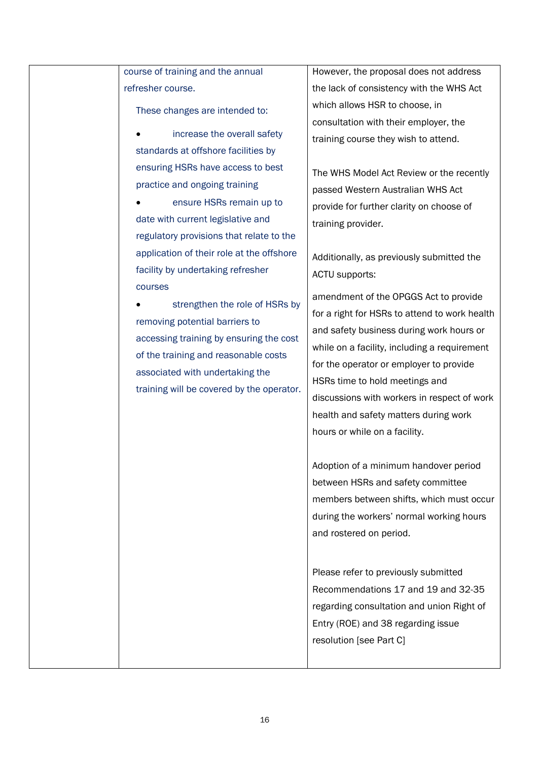| | | |
|---|---|---|
| | course of training and the annual refresher course.<br><br>These changes are intended to:<br><br>• increase the overall safety standards at offshore facilities by ensuring HSRs have access to best practice and ongoing training<br>• ensure HSRs remain up to date with current legislative and regulatory provisions that relate to the application of their role at the offshore facility by undertaking refresher courses<br>• strengthen the role of HSRs by removing potential barriers to accessing training by ensuring the cost of the training and reasonable costs associated with undertaking the training will be covered by the operator. | However, the proposal does not address the lack of consistency with the WHS Act which allows HSR to choose, in consultation with their employer, the training course they wish to attend.<br><br>The WHS Model Act Review or the recently passed Western Australian WHS Act provide for further clarity on choose of training provider.<br><br>Additionally, as previously submitted the ACTU supports:<br><br>amendment of the OPGGS Act to provide for a right for HSRs to attend to work health and safety business during work hours or while on a facility, including a requirement for the operator or employer to provide HSRs time to hold meetings and discussions with workers in respect of work health and safety matters during work hours or while on a facility.<br><br>Adoption of a minimum handover period between HSRs and safety committee members between shifts, which must occur during the workers' normal working hours and rostered on period.<br><br>Please refer to previously submitted Recommendations 17 and 19 and 32-35 regarding consultation and union Right of Entry (ROE) and 38 regarding issue resolution [see Part C] |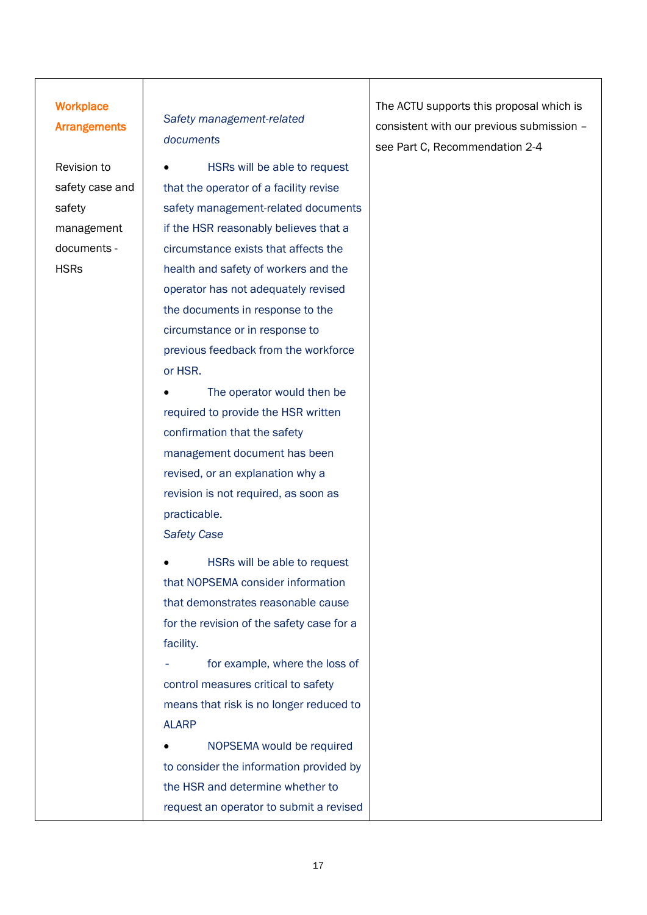| **Workplace Arrangements**<br><br>Revision to safety case and safety management documents - HSRs | *Safety management-related documents*<br><br>• HSRs will be able to request that the operator of a facility revise safety management-related documents if the HSR reasonably believes that a circumstance exists that affects the health and safety of workers and the operator has not adequately revised the documents in response to the circumstance or in response to previous feedback from the workforce or HSR.<br>• The operator would then be required to provide the HSR written confirmation that the safety management document has been revised, or an explanation why a revision is not required, as soon as practicable.<br>*Safety Case*<br><br>• HSRs will be able to request that NOPSEMA consider information that demonstrates reasonable cause for the revision of the safety case for a facility.<br>- for example, where the loss of control measures critical to safety means that risk is no longer reduced to ALARP<br>• NOPSEMA would be required to consider the information provided by the HSR and determine whether to request an operator to submit a revised | The ACTU supports this proposal which is consistent with our previous submission – see Part C, Recommendation 2-4 |
|---|---|---|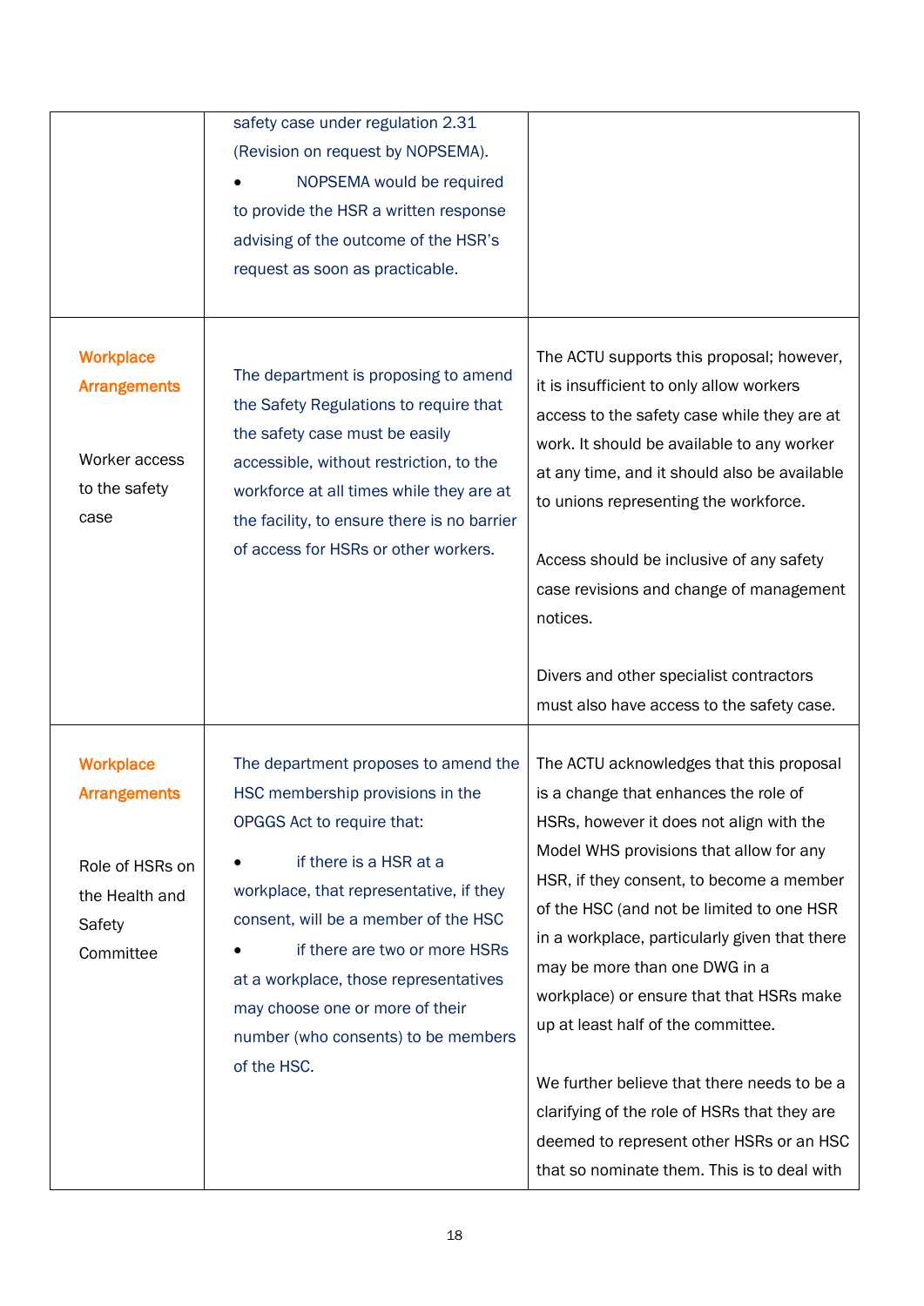| | | |
|---|---|---|
| | safety case under regulation 2.31 (Revision on request by NOPSEMA).<br>• NOPSEMA would be required to provide the HSR a written response advising of the outcome of the HSR's request as soon as practicable. | |
| **Workplace Arrangements**<br><br>Worker access to the safety case | The department is proposing to amend the Safety Regulations to require that the safety case must be easily accessible, without restriction, to the workforce at all times while they are at the facility, to ensure there is no barrier of access for HSRs or other workers. | The ACTU supports this proposal; however, it is insufficient to only allow workers access to the safety case while they are at work. It should be available to any worker at any time, and it should also be available to unions representing the workforce.<br><br>Access should be inclusive of any safety case revisions and change of management notices.<br><br>Divers and other specialist contractors must also have access to the safety case. |
| **Workplace Arrangements**<br><br>Role of HSRs on the Health and Safety Committee | The department proposes to amend the HSC membership provisions in the OPGGS Act to require that:<br>• if there is a HSR at a workplace, that representative, if they consent, will be a member of the HSC<br>• if there are two or more HSRs at a workplace, those representatives may choose one or more of their number (who consents) to be members of the HSC. | The ACTU acknowledges that this proposal is a change that enhances the role of HSRs, however it does not align with the Model WHS provisions that allow for any HSR, if they consent, to become a member of the HSC (and not be limited to one HSR in a workplace, particularly given that there may be more than one DWG in a workplace) or ensure that that HSRs make up at least half of the committee.<br><br>We further believe that there needs to be a clarifying of the role of HSRs that they are deemed to represent other HSRs or an HSC that so nominate them. This is to deal with |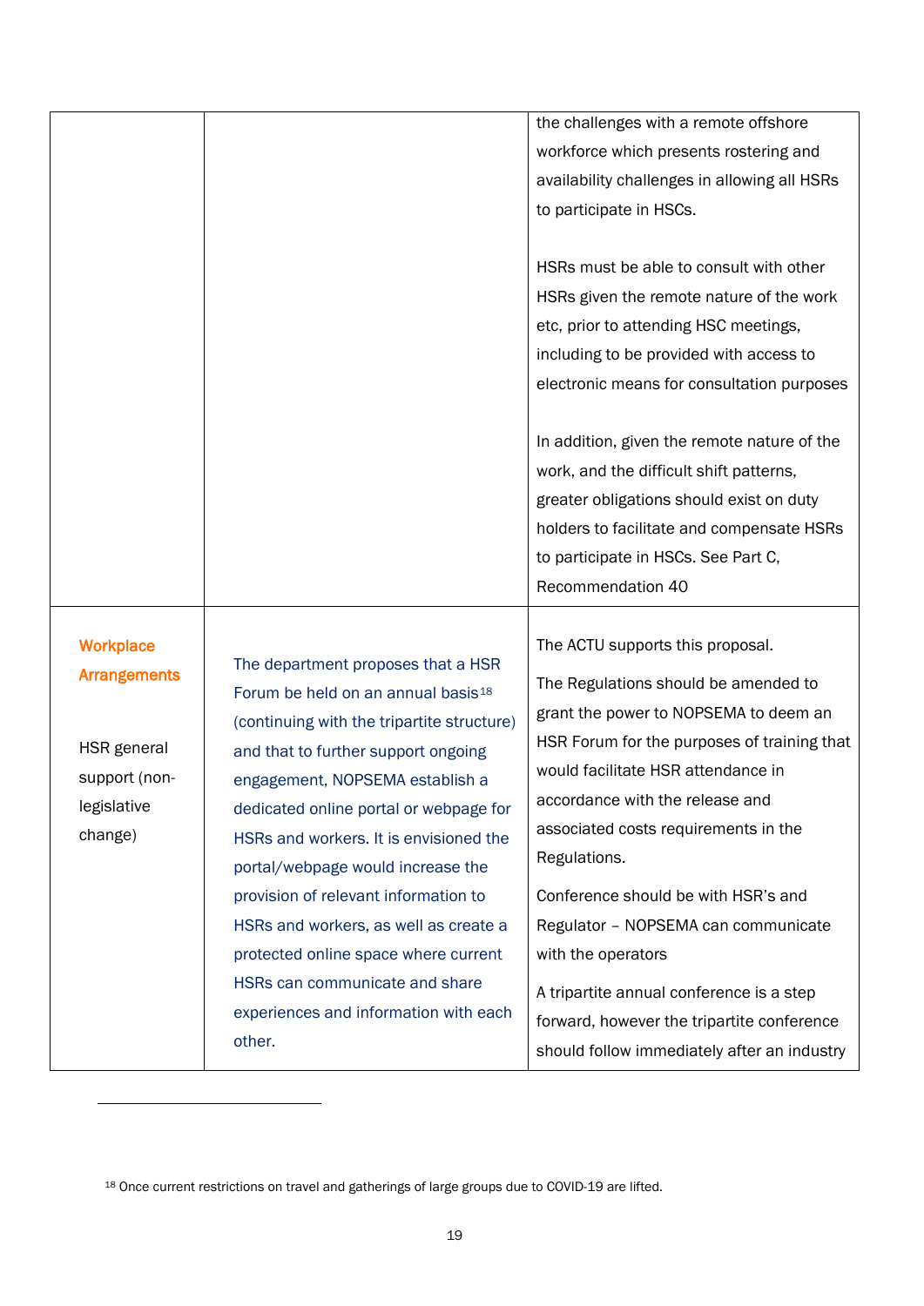| | | |
|---|---|---|
| | | the challenges with a remote offshore workforce which presents rostering and availability challenges in allowing all HSRs to participate in HSCs.<br><br>HSRs must be able to consult with other HSRs given the remote nature of the work etc, prior to attending HSC meetings, including to be provided with access to electronic means for consultation purposes<br><br>In addition, given the remote nature of the work, and the difficult shift patterns, greater obligations should exist on duty holders to facilitate and compensate HSRs to participate in HSCs. See Part C, Recommendation 40 |
| **Workplace Arrangements**<br><br>HSR general support (non-legislative change) | The department proposes that a HSR Forum be held on an annual basis[18] (continuing with the tripartite structure) and that to further support ongoing engagement, NOPSEMA establish a dedicated online portal or webpage for HSRs and workers. It is envisioned the portal/webpage would increase the provision of relevant information to HSRs and workers, as well as create a protected online space where current HSRs can communicate and share experiences and information with each other. | The ACTU supports this proposal.<br><br>The Regulations should be amended to grant the power to NOPSEMA to deem an HSR Forum for the purposes of training that would facilitate HSR attendance in accordance with the release and associated costs requirements in the Regulations.<br><br>Conference should be with HSR's and Regulator – NOPSEMA can communicate with the operators<br><br>A tripartite annual conference is a step forward, however the tripartite conference should follow immediately after an industry |

[18] Once current restrictions on travel and gatherings of large groups due to COVID-19 are lifted.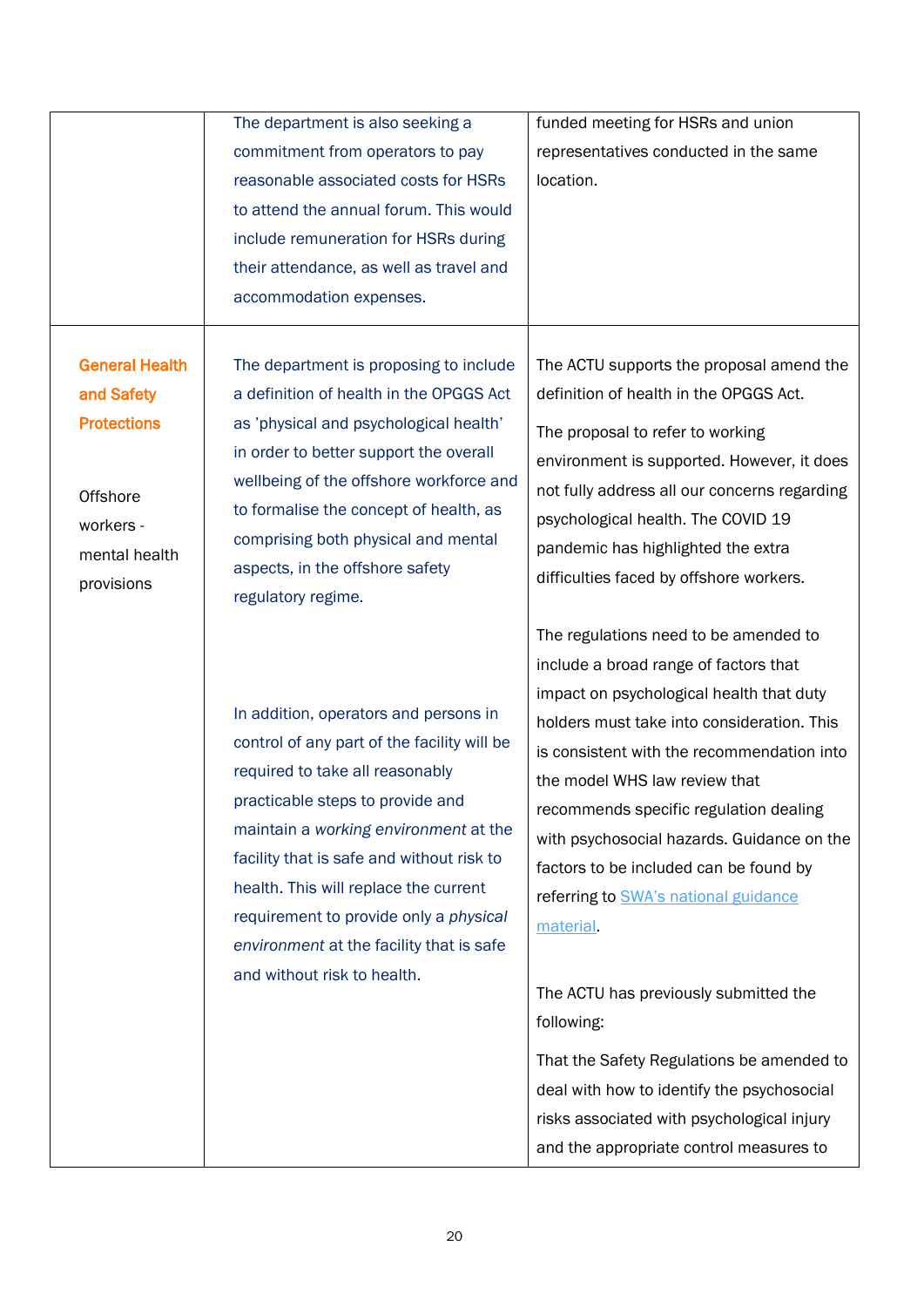| | | |
|---|---|---|
| | The department is also seeking a commitment from operators to pay reasonable associated costs for HSRs to attend the annual forum. This would include remuneration for HSRs during their attendance, as well as travel and accommodation expenses. | funded meeting for HSRs and union representatives conducted in the same location. |
| **General Health and Safety Protections**<br><br>Offshore workers - mental health provisions | The department is proposing to include a definition of health in the OPGGS Act as 'physical and psychological health' in order to better support the overall wellbeing of the offshore workforce and to formalise the concept of health, as comprising both physical and mental aspects, in the offshore safety regulatory regime.<br><br>In addition, operators and persons in control of any part of the facility will be required to take all reasonably practicable steps to provide and maintain a *working environment* at the facility that is safe and without risk to health. This will replace the current requirement to provide only a *physical environment* at the facility that is safe and without risk to health. | The ACTU supports the proposal amend the definition of health in the OPGGS Act.<br><br>The proposal to refer to working environment is supported. However, it does not fully address all our concerns regarding psychological health. The COVID 19 pandemic has highlighted the extra difficulties faced by offshore workers.<br><br>The regulations need to be amended to include a broad range of factors that impact on psychological health that duty holders must take into consideration. This is consistent with the recommendation into the model WHS law review that recommends specific regulation dealing with psychosocial hazards. Guidance on the factors to be included can be found by referring to SWA's national guidance material.<br><br>The ACTU has previously submitted the following:<br><br>That the Safety Regulations be amended to deal with how to identify the psychosocial risks associated with psychological injury and the appropriate control measures to |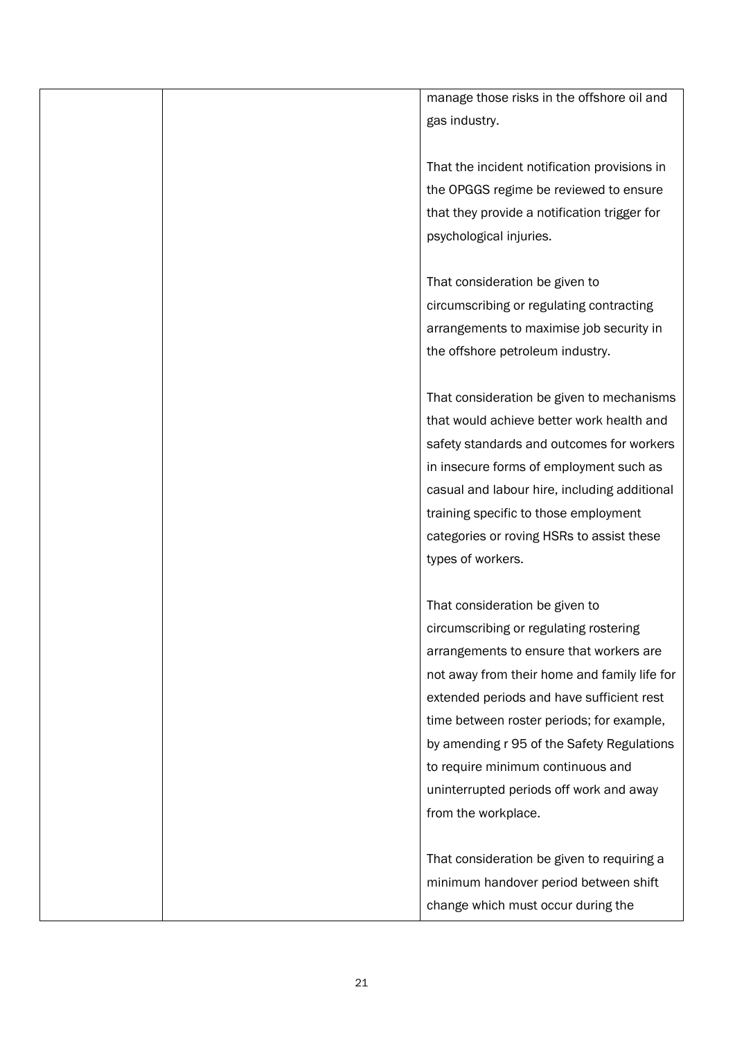|  |  | manage those risks in the offshore oil and gas industry.<br><br>That the incident notification provisions in the OPGGS regime be reviewed to ensure that they provide a notification trigger for psychological injuries.<br><br>That consideration be given to circumscribing or regulating contracting arrangements to maximise job security in the offshore petroleum industry.<br><br>That consideration be given to mechanisms that would achieve better work health and safety standards and outcomes for workers in insecure forms of employment such as casual and labour hire, including additional training specific to those employment categories or roving HSRs to assist these types of workers.<br><br>That consideration be given to circumscribing or regulating rostering arrangements to ensure that workers are not away from their home and family life for extended periods and have sufficient rest time between roster periods; for example, by amending r 95 of the Safety Regulations to require minimum continuous and uninterrupted periods off work and away from the workplace.<br><br>That consideration be given to requiring a minimum handover period between shift change which must occur during the |
|---|---|---|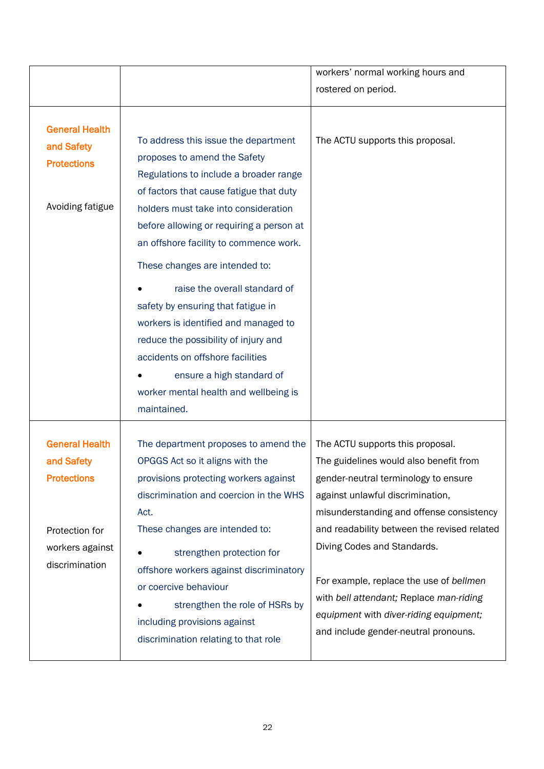| | | |
|---|---|---|
| | | workers' normal working hours and rostered on period. |
| **General Health and Safety Protections**<br><br>Avoiding fatigue | To address this issue the department proposes to amend the Safety Regulations to include a broader range of factors that cause fatigue that duty holders must take into consideration before allowing or requiring a person at an offshore facility to commence work.<br><br>These changes are intended to:<br><br>• raise the overall standard of safety by ensuring that fatigue in workers is identified and managed to reduce the possibility of injury and accidents on offshore facilities<br>• ensure a high standard of worker mental health and wellbeing is maintained. | The ACTU supports this proposal. |
| **General Health and Safety Protections**<br><br>Protection for workers against discrimination | The department proposes to amend the OPGGS Act so it aligns with the provisions protecting workers against discrimination and coercion in the WHS Act.<br>These changes are intended to:<br><br>• strengthen protection for offshore workers against discriminatory or coercive behaviour<br>• strengthen the role of HSRs by including provisions against discrimination relating to that role | The ACTU supports this proposal.<br>The guidelines would also benefit from gender-neutral terminology to ensure against unlawful discrimination, misunderstanding and offense consistency and readability between the revised related Diving Codes and Standards.<br><br>For example, replace the use of *bellmen* with *bell attendant;* Replace *man-riding equipment* with *diver-riding equipment;* and include gender-neutral pronouns. |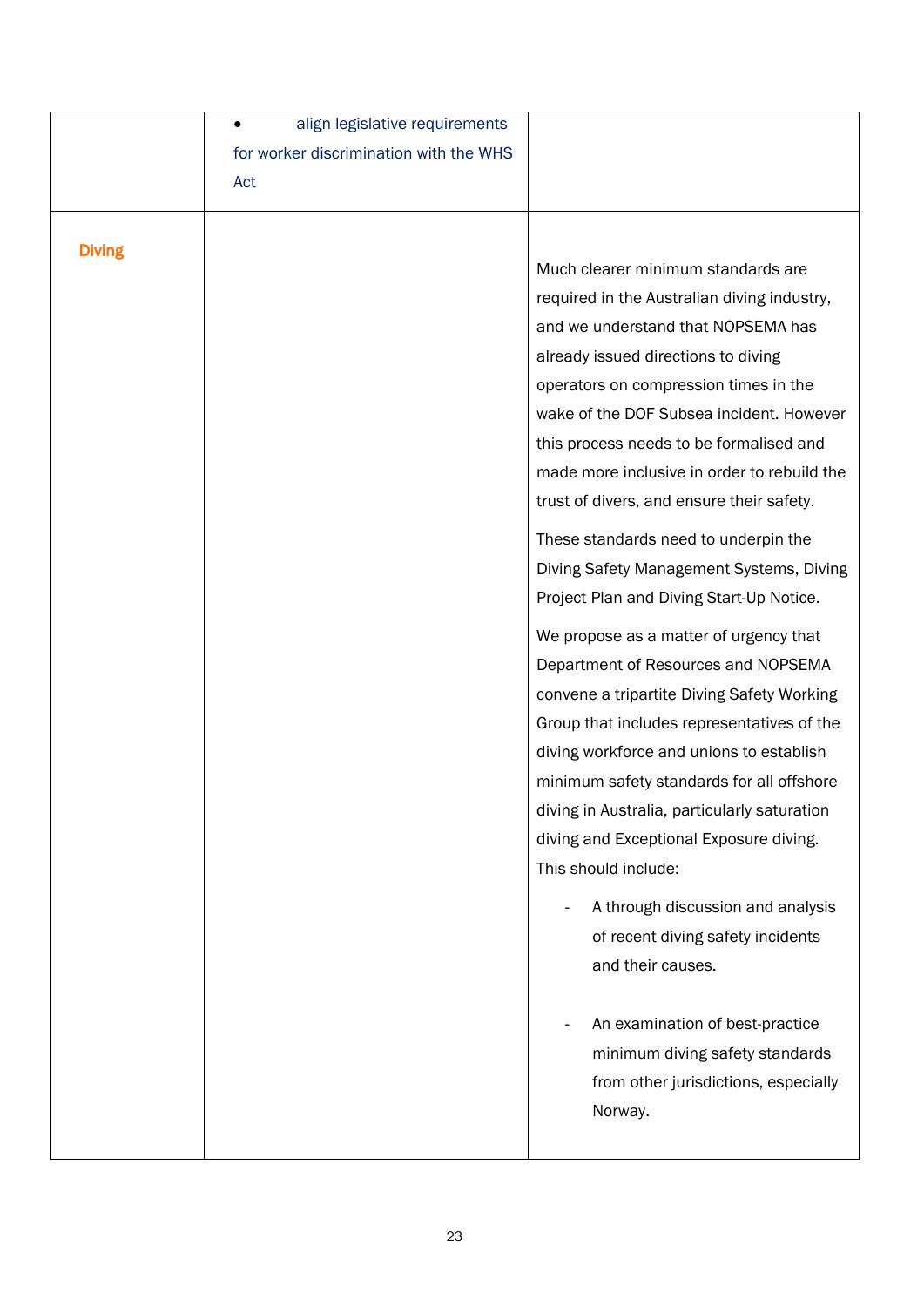|  |  |  |
|---|---|---|
|  | • align legislative requirements for worker discrimination with the WHS Act |  |
| Diving |  | Much clearer minimum standards are required in the Australian diving industry, and we understand that NOPSEMA has already issued directions to diving operators on compression times in the wake of the DOF Subsea incident. However this process needs to be formalised and made more inclusive in order to rebuild the trust of divers, and ensure their safety.<br><br>These standards need to underpin the Diving Safety Management Systems, Diving Project Plan and Diving Start-Up Notice.<br><br>We propose as a matter of urgency that Department of Resources and NOPSEMA convene a tripartite Diving Safety Working Group that includes representatives of the diving workforce and unions to establish minimum safety standards for all offshore diving in Australia, particularly saturation diving and Exceptional Exposure diving. This should include:<br><br>- A through discussion and analysis of recent diving safety incidents and their causes.<br><br>- An examination of best-practice minimum diving safety standards from other jurisdictions, especially Norway. |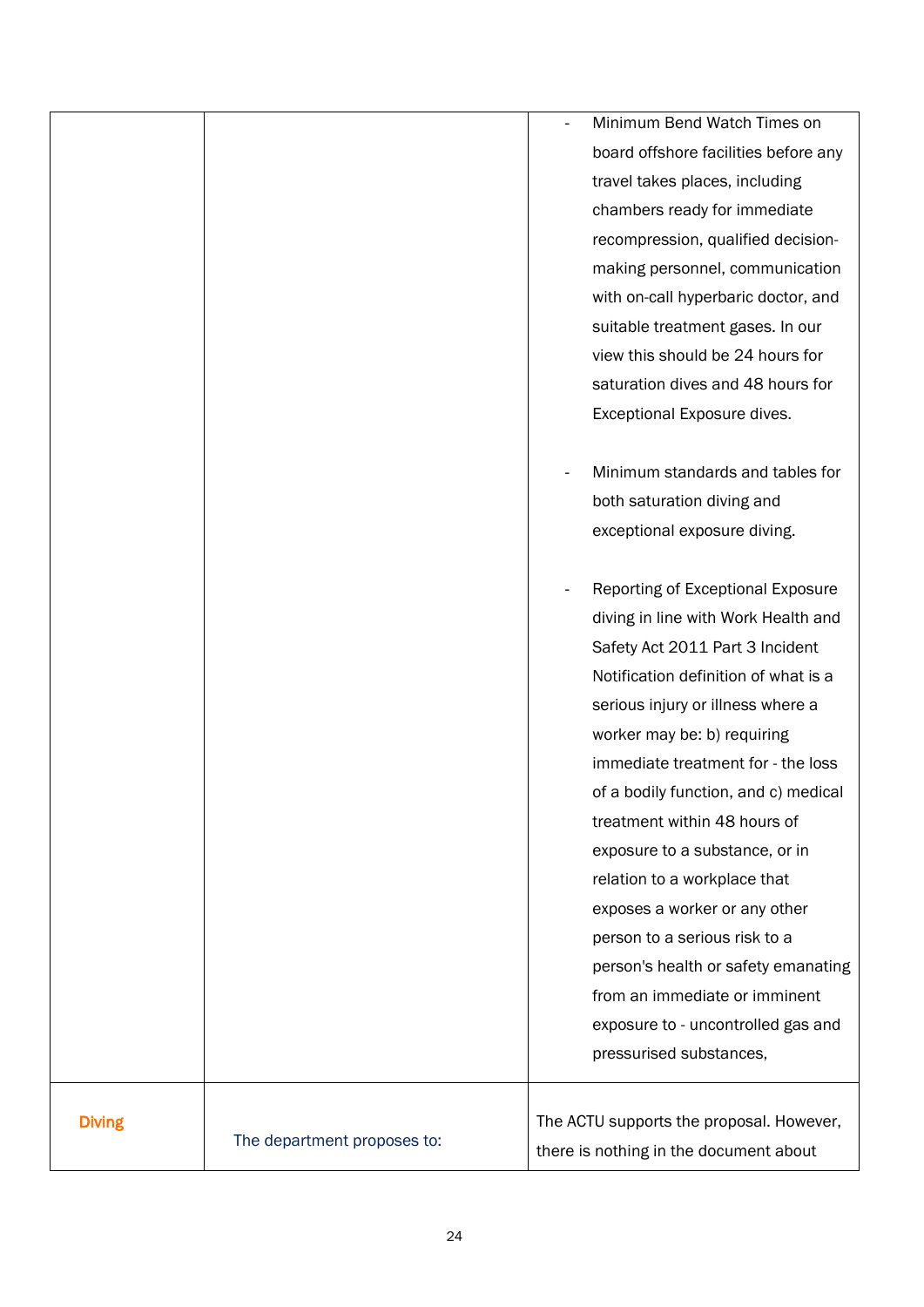| | | |
|---|---|---|
| | | - Minimum Bend Watch Times on board offshore facilities before any travel takes places, including chambers ready for immediate recompression, qualified decision-making personnel, communication with on-call hyperbaric doctor, and suitable treatment gases. In our view this should be 24 hours for saturation dives and 48 hours for Exceptional Exposure dives.<br><br>- Minimum standards and tables for both saturation diving and exceptional exposure diving.<br><br>- Reporting of Exceptional Exposure diving in line with Work Health and Safety Act 2011 Part 3 Incident Notification definition of what is a serious injury or illness where a worker may be: b) requiring immediate treatment for - the loss of a bodily function, and c) medical treatment within 48 hours of exposure to a substance, or in relation to a workplace that exposes a worker or any other person to a serious risk to a person's health or safety emanating from an immediate or imminent exposure to - uncontrolled gas and pressurised substances, |
| Diving | The department proposes to: | The ACTU supports the proposal. However, there is nothing in the document about |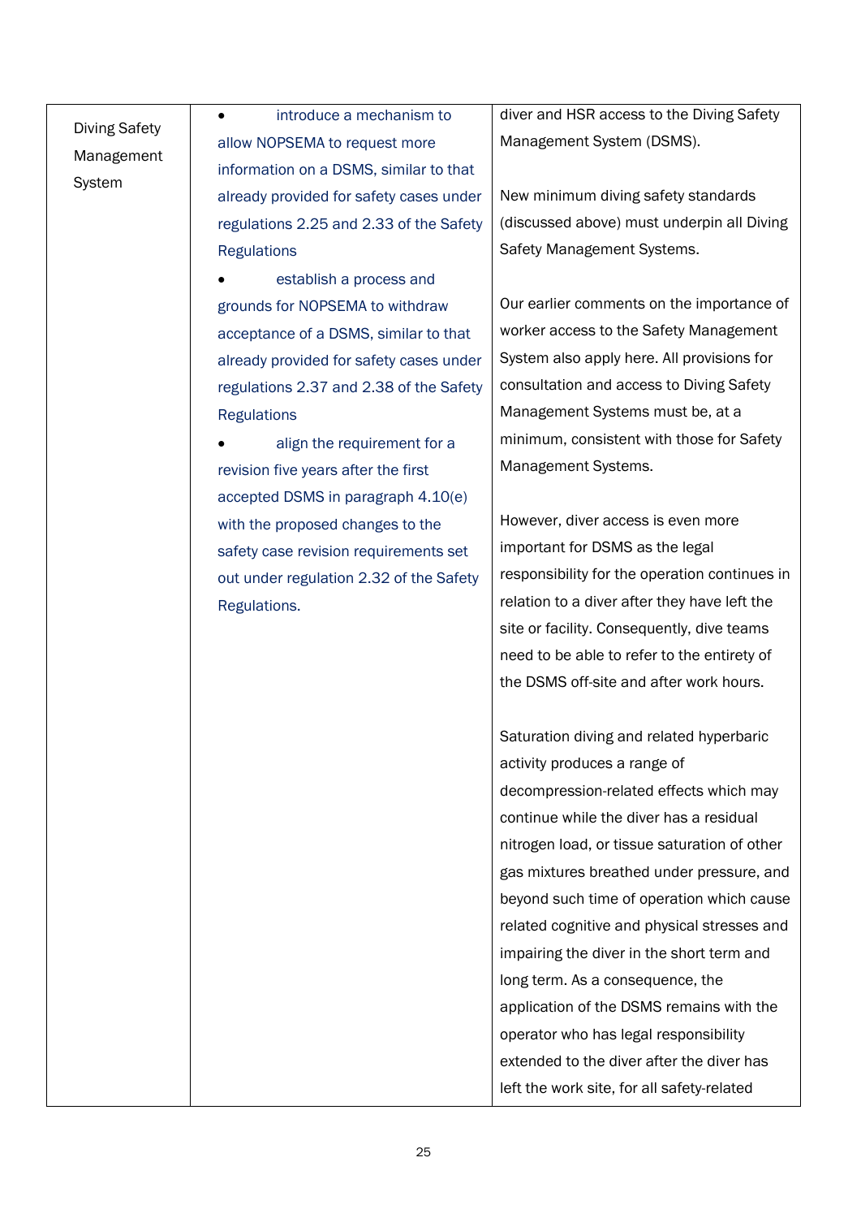| | | |
|---|---|---|
| Diving Safety Management System | • introduce a mechanism to allow NOPSEMA to request more information on a DSMS, similar to that already provided for safety cases under regulations 2.25 and 2.33 of the Safety Regulations<br>• establish a process and grounds for NOPSEMA to withdraw acceptance of a DSMS, similar to that already provided for safety cases under regulations 2.37 and 2.38 of the Safety Regulations<br>• align the requirement for a revision five years after the first accepted DSMS in paragraph 4.10(e) with the proposed changes to the safety case revision requirements set out under regulation 2.32 of the Safety Regulations. | diver and HSR access to the Diving Safety Management System (DSMS).<br><br>New minimum diving safety standards (discussed above) must underpin all Diving Safety Management Systems.<br><br>Our earlier comments on the importance of worker access to the Safety Management System also apply here. All provisions for consultation and access to Diving Safety Management Systems must be, at a minimum, consistent with those for Safety Management Systems.<br><br>However, diver access is even more important for DSMS as the legal responsibility for the operation continues in relation to a diver after they have left the site or facility. Consequently, dive teams need to be able to refer to the entirety of the DSMS off-site and after work hours.<br><br>Saturation diving and related hyperbaric activity produces a range of decompression-related effects which may continue while the diver has a residual nitrogen load, or tissue saturation of other gas mixtures breathed under pressure, and beyond such time of operation which cause related cognitive and physical stresses and impairing the diver in the short term and long term. As a consequence, the application of the DSMS remains with the operator who has legal responsibility extended to the diver after the diver has left the work site, for all safety-related |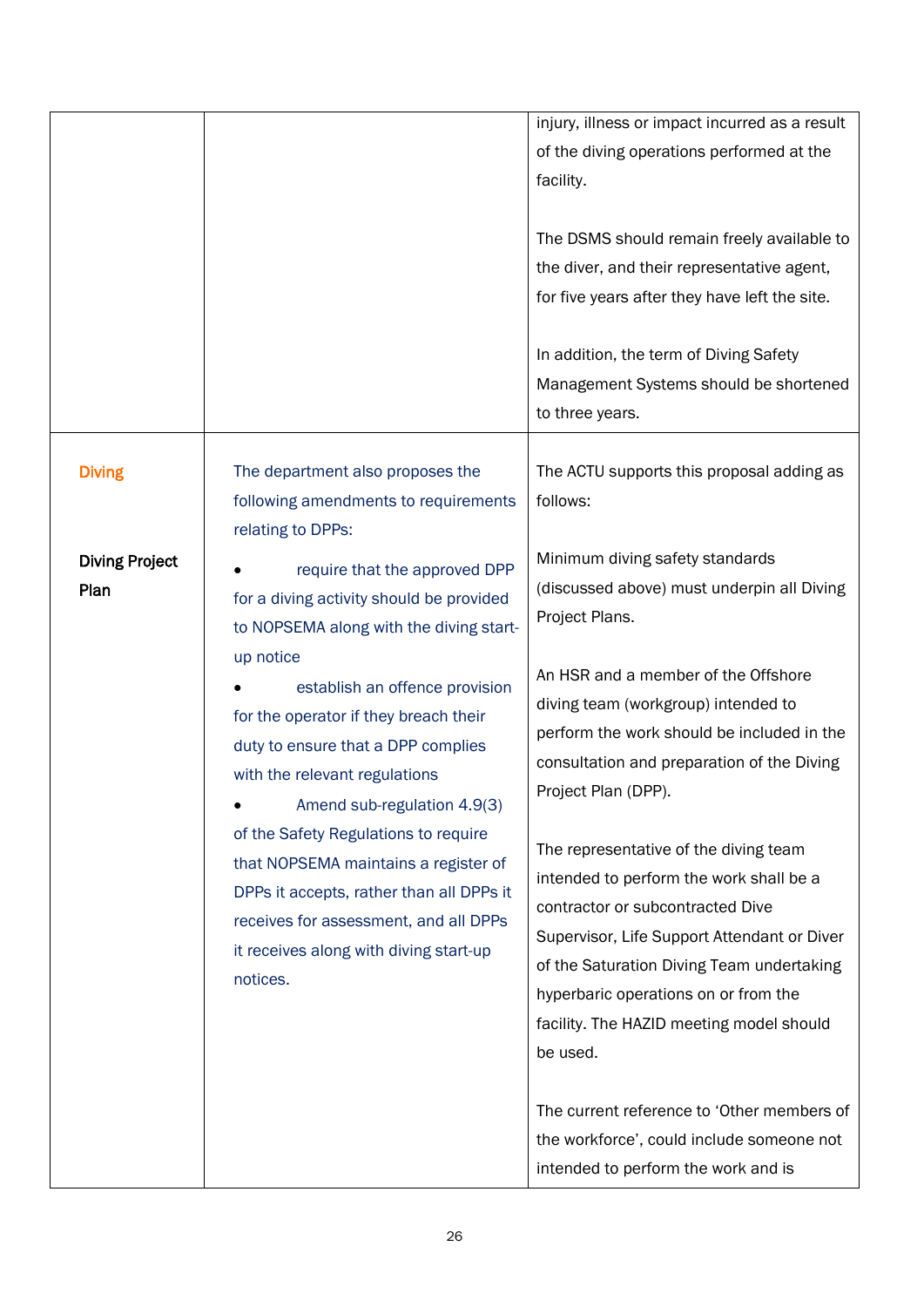| | | |
|---|---|---|
| | | injury, illness or impact incurred as a result of the diving operations performed at the facility.<br><br>The DSMS should remain freely available to the diver, and their representative agent, for five years after they have left the site.<br><br>In addition, the term of Diving Safety Management Systems should be shortened to three years. |
| Diving<br><br>**Diving Project Plan** | The department also proposes the following amendments to requirements relating to DPPs:<br>• require that the approved DPP for a diving activity should be provided to NOPSEMA along with the diving start-up notice<br>• establish an offence provision for the operator if they breach their duty to ensure that a DPP complies with the relevant regulations<br>• Amend sub-regulation 4.9(3) of the Safety Regulations to require that NOPSEMA maintains a register of DPPs it accepts, rather than all DPPs it receives for assessment, and all DPPs it receives along with diving start-up notices. | The ACTU supports this proposal adding as follows:<br><br>Minimum diving safety standards (discussed above) must underpin all Diving Project Plans.<br><br>An HSR and a member of the Offshore diving team (workgroup) intended to perform the work should be included in the consultation and preparation of the Diving Project Plan (DPP).<br><br>The representative of the diving team intended to perform the work shall be a contractor or subcontracted Dive Supervisor, Life Support Attendant or Diver of the Saturation Diving Team undertaking hyperbaric operations on or from the facility. The HAZID meeting model should be used.<br><br>The current reference to 'Other members of the workforce', could include someone not intended to perform the work and is |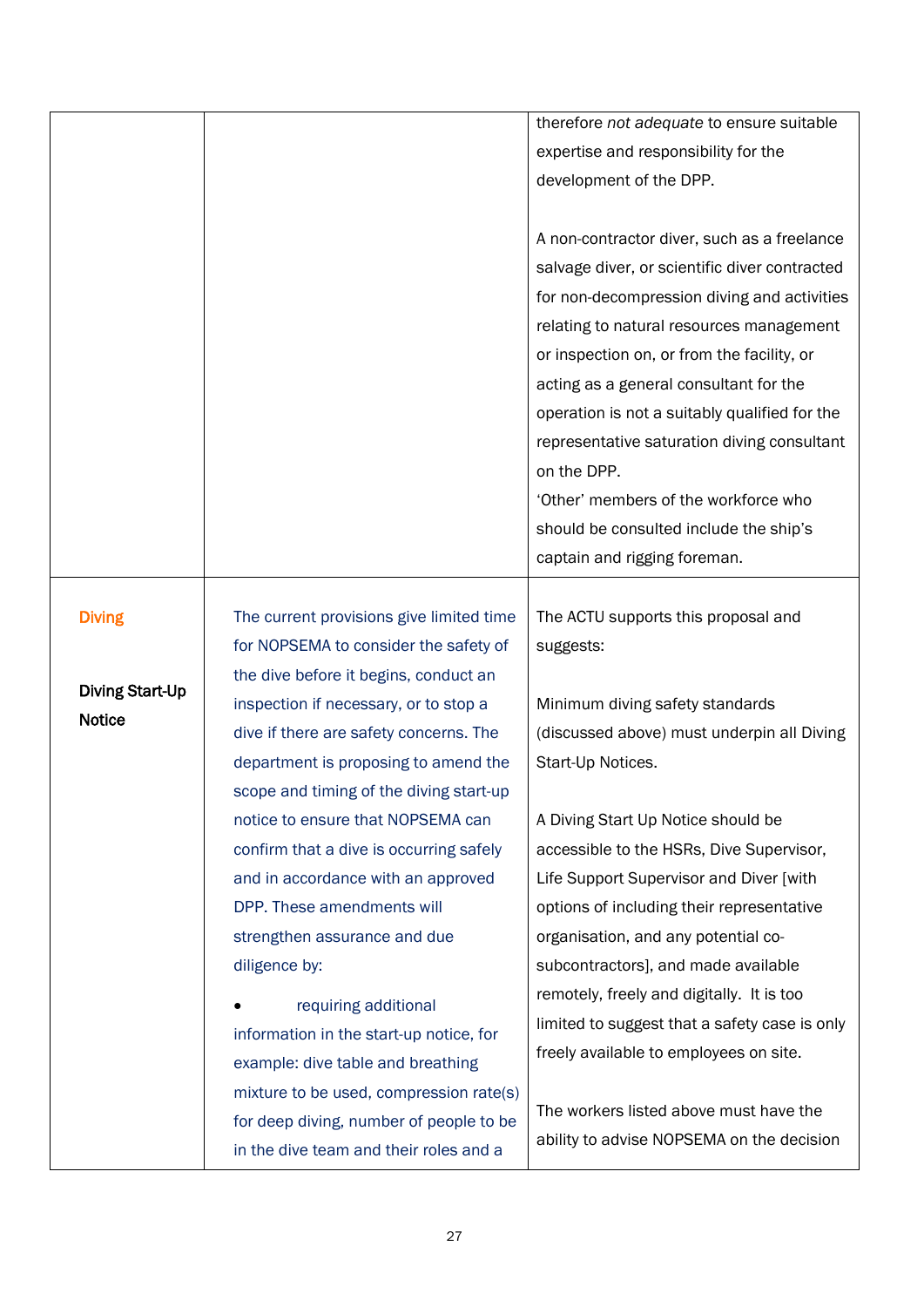| | | |
|---|---|---|
| | | therefore *not adequate* to ensure suitable expertise and responsibility for the development of the DPP.<br><br>A non-contractor diver, such as a freelance salvage diver, or scientific diver contracted for non-decompression diving and activities relating to natural resources management or inspection on, or from the facility, or acting as a general consultant for the operation is not a suitably qualified for the representative saturation diving consultant on the DPP.<br>'Other' members of the workforce who should be consulted include the ship's captain and rigging foreman. |
| Diving<br><br>**Diving Start-Up Notice** | The current provisions give limited time for NOPSEMA to consider the safety of the dive before it begins, conduct an inspection if necessary, or to stop a dive if there are safety concerns. The department is proposing to amend the scope and timing of the diving start-up notice to ensure that NOPSEMA can confirm that a dive is occurring safely and in accordance with an approved DPP. These amendments will strengthen assurance and due diligence by:<br><br>• requiring additional information in the start-up notice, for example: dive table and breathing mixture to be used, compression rate(s) for deep diving, number of people to be in the dive team and their roles and a | The ACTU supports this proposal and suggests:<br><br>Minimum diving safety standards (discussed above) must underpin all Diving Start-Up Notices.<br><br>A Diving Start Up Notice should be accessible to the HSRs, Dive Supervisor, Life Support Supervisor and Diver [with options of including their representative organisation, and any potential co-subcontractors], and made available remotely, freely and digitally. It is too limited to suggest that a safety case is only freely available to employees on site.<br><br>The workers listed above must have the ability to advise NOPSEMA on the decision |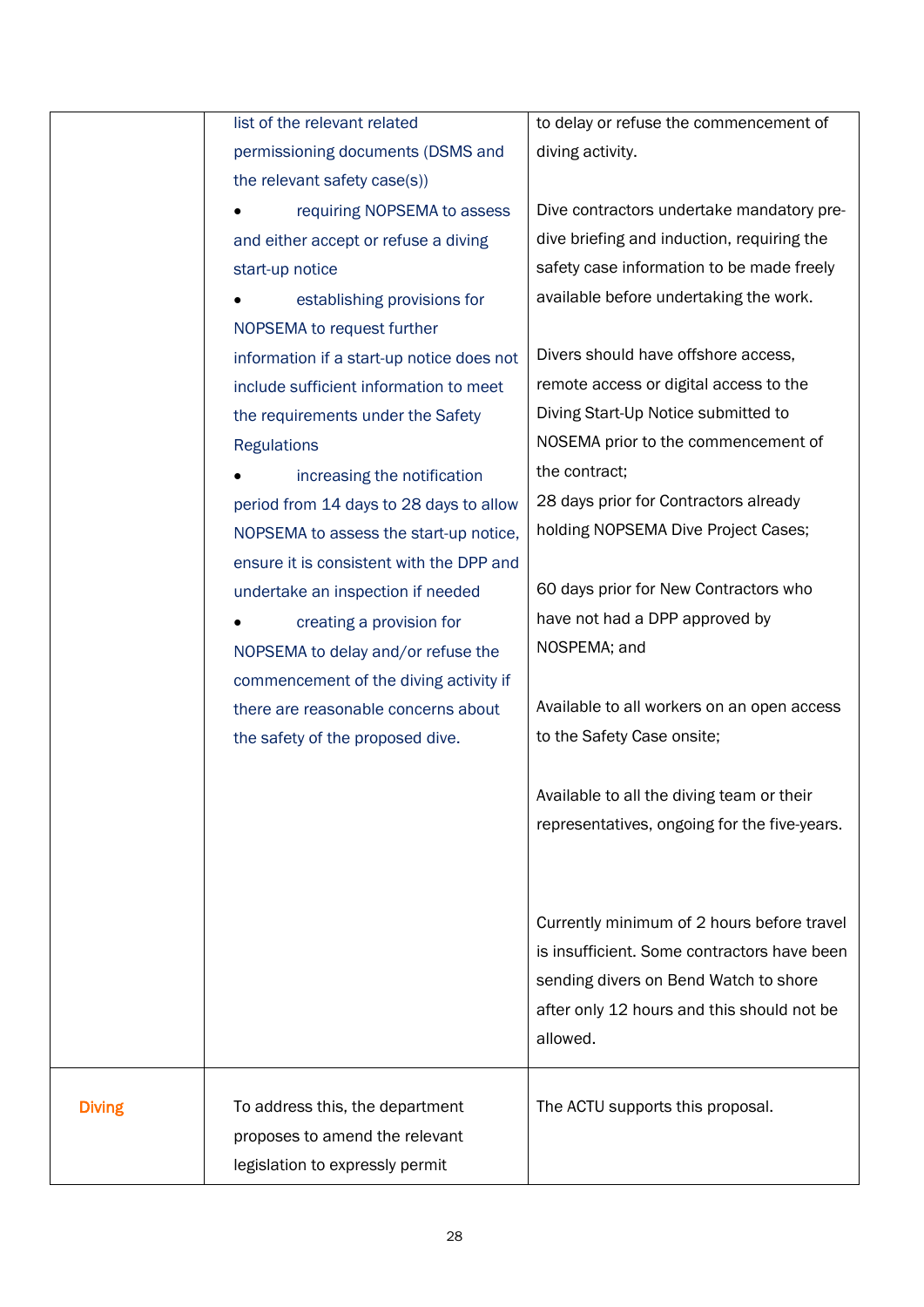| | | |
|---|---|---|
| | list of the relevant related permissioning documents (DSMS and the relevant safety case(s))<br>• requiring NOPSEMA to assess and either accept or refuse a diving start-up notice<br>• establishing provisions for NOPSEMA to request further information if a start-up notice does not include sufficient information to meet the requirements under the Safety Regulations<br>• increasing the notification period from 14 days to 28 days to allow NOPSEMA to assess the start-up notice, ensure it is consistent with the DPP and undertake an inspection if needed<br>• creating a provision for NOPSEMA to delay and/or refuse the commencement of the diving activity if there are reasonable concerns about the safety of the proposed dive. | to delay or refuse the commencement of diving activity.<br><br>Dive contractors undertake mandatory pre-dive briefing and induction, requiring the safety case information to be made freely available before undertaking the work.<br><br>Divers should have offshore access, remote access or digital access to the Diving Start-Up Notice submitted to NOSEMA prior to the commencement of the contract;<br>28 days prior for Contractors already holding NOPSEMA Dive Project Cases;<br><br>60 days prior for New Contractors who have not had a DPP approved by NOSPEMA; and<br><br>Available to all workers on an open access to the Safety Case onsite;<br><br>Available to all the diving team or their representatives, ongoing for the five-years.<br><br>Currently minimum of 2 hours before travel is insufficient. Some contractors have been sending divers on Bend Watch to shore after only 12 hours and this should not be allowed. |
| Diving | To address this, the department proposes to amend the relevant legislation to expressly permit | The ACTU supports this proposal. |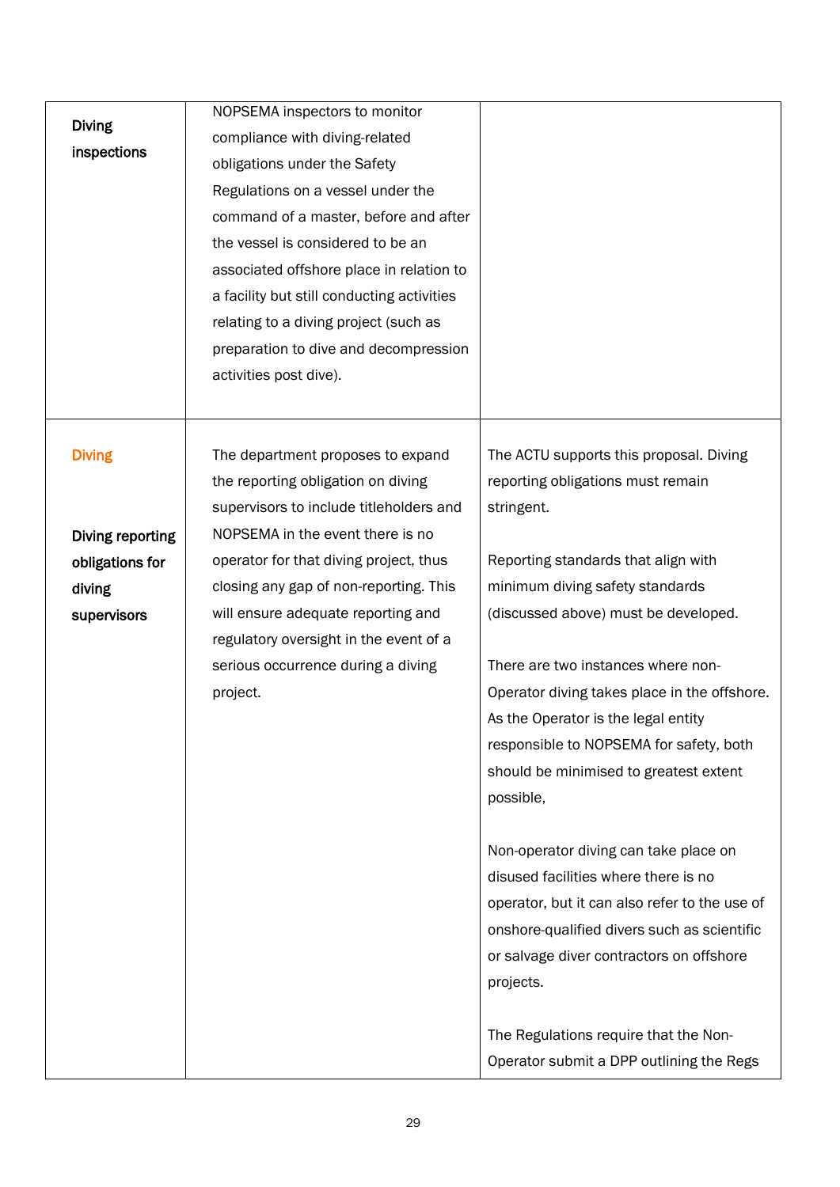| | | |
|---|---|---|
| **Diving inspections** | NOPSEMA inspectors to monitor compliance with diving-related obligations under the Safety Regulations on a vessel under the command of a master, before and after the vessel is considered to be an associated offshore place in relation to a facility but still conducting activities relating to a diving project (such as preparation to dive and decompression activities post dive). | |
| Diving<br><br>**Diving reporting obligations for diving supervisors** | The department proposes to expand the reporting obligation on diving supervisors to include titleholders and NOPSEMA in the event there is no operator for that diving project, thus closing any gap of non-reporting. This will ensure adequate reporting and regulatory oversight in the event of a serious occurrence during a diving project. | The ACTU supports this proposal. Diving reporting obligations must remain stringent.<br><br>Reporting standards that align with minimum diving safety standards (discussed above) must be developed.<br><br>There are two instances where non-Operator diving takes place in the offshore. As the Operator is the legal entity responsible to NOPSEMA for safety, both should be minimised to greatest extent possible,<br><br>Non-operator diving can take place on disused facilities where there is no operator, but it can also refer to the use of onshore-qualified divers such as scientific or salvage diver contractors on offshore projects.<br><br>The Regulations require that the Non-Operator submit a DPP outlining the Regs |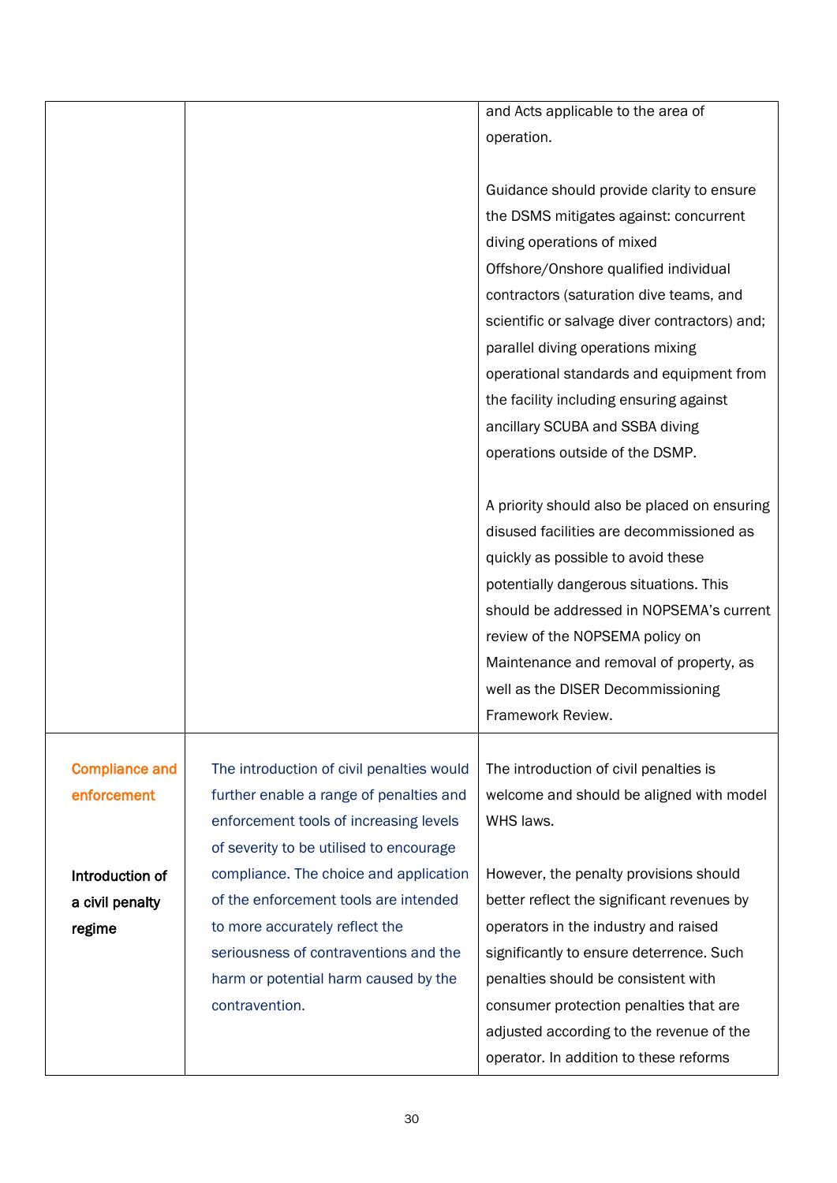| | | |
|---|---|---|
| | | and Acts applicable to the area of operation.<br><br>Guidance should provide clarity to ensure the DSMS mitigates against: concurrent diving operations of mixed Offshore/Onshore qualified individual contractors (saturation dive teams, and scientific or salvage diver contractors) and; parallel diving operations mixing operational standards and equipment from the facility including ensuring against ancillary SCUBA and SSBA diving operations outside of the DSMP.<br><br>A priority should also be placed on ensuring disused facilities are decommissioned as quickly as possible to avoid these potentially dangerous situations. This should be addressed in NOPSEMA's current review of the NOPSEMA policy on Maintenance and removal of property, as well as the DISER Decommissioning Framework Review. |
| Compliance and enforcement<br><br>**Introduction of a civil penalty regime** | The introduction of civil penalties would further enable a range of penalties and enforcement tools of increasing levels of severity to be utilised to encourage compliance. The choice and application of the enforcement tools are intended to more accurately reflect the seriousness of contraventions and the harm or potential harm caused by the contravention. | The introduction of civil penalties is welcome and should be aligned with model WHS laws.<br><br>However, the penalty provisions should better reflect the significant revenues by operators in the industry and raised significantly to ensure deterrence. Such penalties should be consistent with consumer protection penalties that are adjusted according to the revenue of the operator. In addition to these reforms |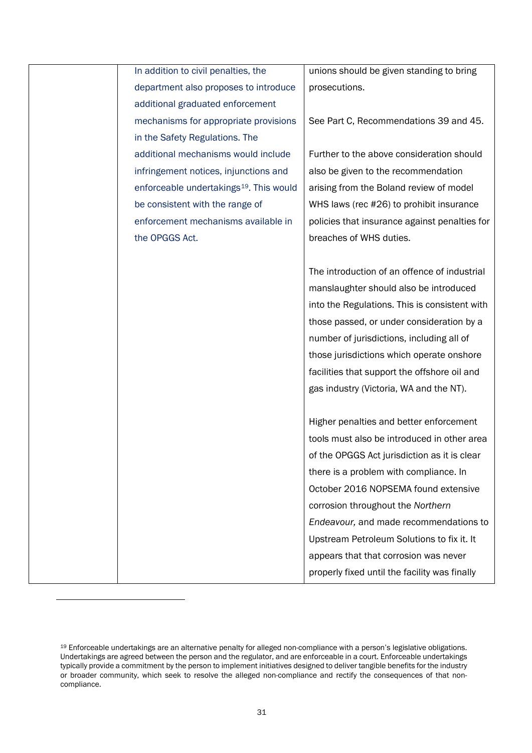| | | |
|---|---|---|
| | In addition to civil penalties, the department also proposes to introduce additional graduated enforcement mechanisms for appropriate provisions in the Safety Regulations. The additional mechanisms would include infringement notices, injunctions and enforceable undertakings[19]. This would be consistent with the range of enforcement mechanisms available in the OPGGS Act. | unions should be given standing to bring prosecutions.<br><br>See Part C, Recommendations 39 and 45.<br><br>Further to the above consideration should also be given to the recommendation arising from the Boland review of model WHS laws (rec #26) to prohibit insurance policies that insurance against penalties for breaches of WHS duties.<br><br>The introduction of an offence of industrial manslaughter should also be introduced into the Regulations. This is consistent with those passed, or under consideration by a number of jurisdictions, including all of those jurisdictions which operate onshore facilities that support the offshore oil and gas industry (Victoria, WA and the NT).<br><br>Higher penalties and better enforcement tools must also be introduced in other area of the OPGGS Act jurisdiction as it is clear there is a problem with compliance. In October 2016 NOPSEMA found extensive corrosion throughout the *Northern Endeavour,* and made recommendations to Upstream Petroleum Solutions to fix it. It appears that that corrosion was never properly fixed until the facility was finally |

[19] Enforceable undertakings are an alternative penalty for alleged non-compliance with a person's legislative obligations. Undertakings are agreed between the person and the regulator, and are enforceable in a court. Enforceable undertakings typically provide a commitment by the person to implement initiatives designed to deliver tangible benefits for the industry or broader community, which seek to resolve the alleged non-compliance and rectify the consequences of that non-compliance.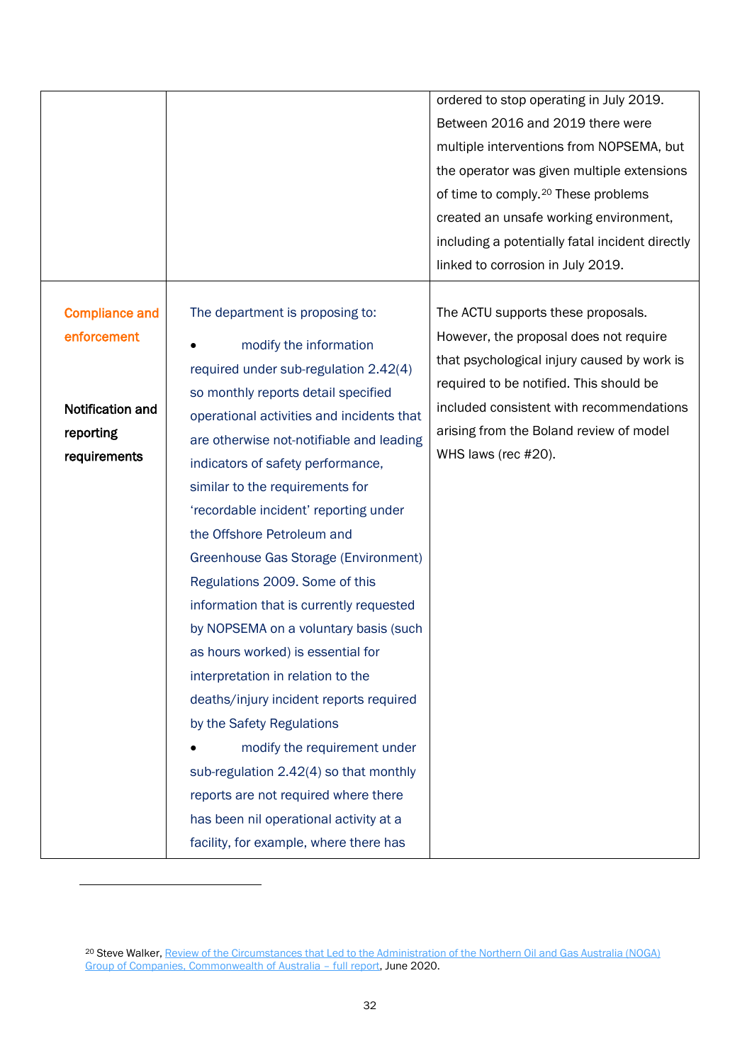| | | |
|---|---|---|
| | | ordered to stop operating in July 2019. Between 2016 and 2019 there were multiple interventions from NOPSEMA, but the operator was given multiple extensions of time to comply.[20] These problems created an unsafe working environment, including a potentially fatal incident directly linked to corrosion in July 2019. |
| **Compliance and enforcement**<br><br>**Notification and reporting requirements** | The department is proposing to:<br>• modify the information required under sub-regulation 2.42(4) so monthly reports detail specified operational activities and incidents that are otherwise not-notifiable and leading indicators of safety performance, similar to the requirements for 'recordable incident' reporting under the Offshore Petroleum and Greenhouse Gas Storage (Environment) Regulations 2009. Some of this information that is currently requested by NOPSEMA on a voluntary basis (such as hours worked) is essential for interpretation in relation to the deaths/injury incident reports required by the Safety Regulations<br>• modify the requirement under sub-regulation 2.42(4) so that monthly reports are not required where there has been nil operational activity at a facility, for example, where there has | The ACTU supports these proposals. However, the proposal does not require that psychological injury caused by work is required to be notified. This should be included consistent with recommendations arising from the Boland review of model WHS laws (rec #20). |

[20] Steve Walker, Review of the Circumstances that Led to the Administration of the Northern Oil and Gas Australia (NOGA) Group of Companies, Commonwealth of Australia – full report, June 2020.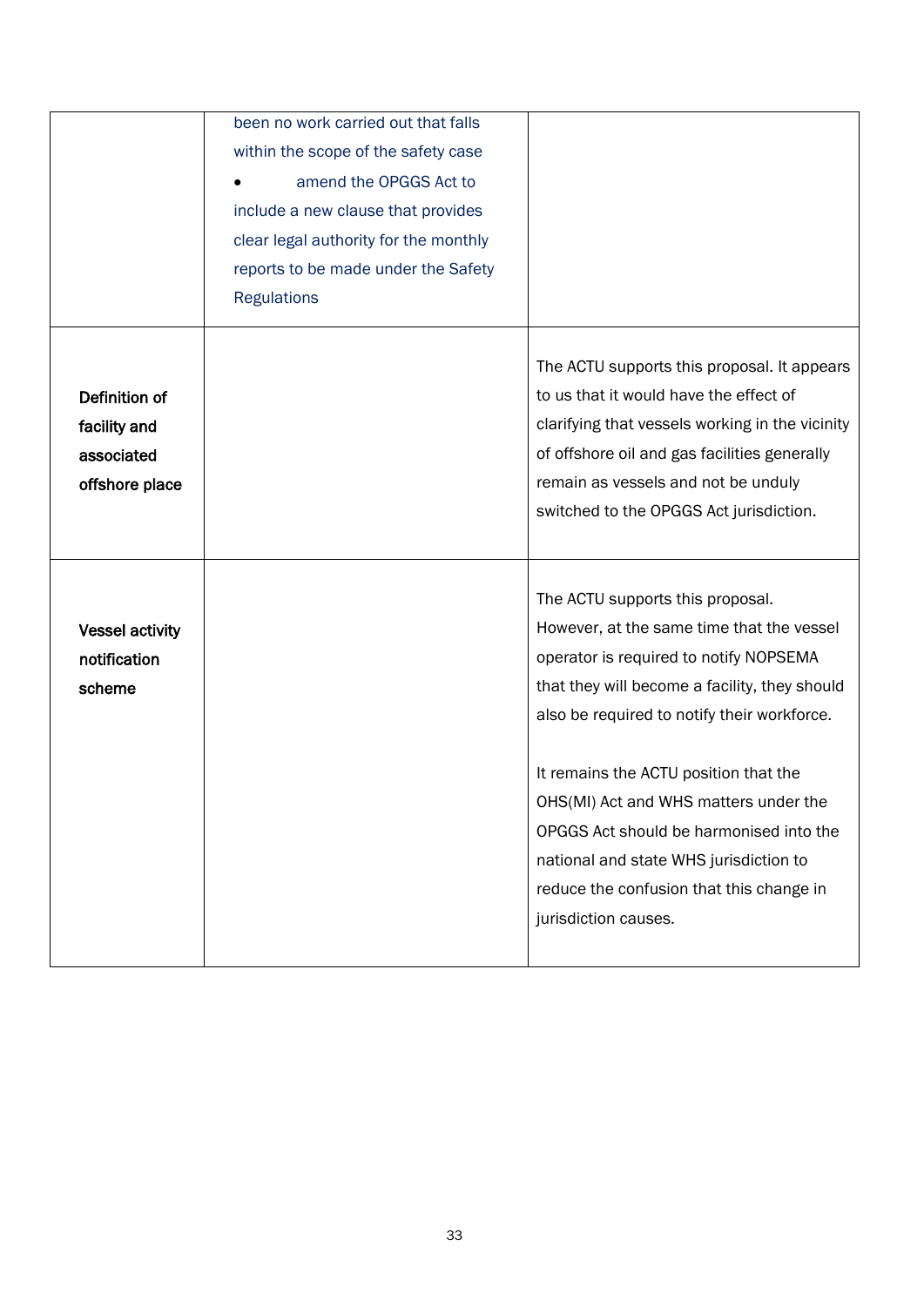| | | |
|---|---|---|
| | been no work carried out that falls within the scope of the safety case<br>• amend the OPGGS Act to include a new clause that provides clear legal authority for the monthly reports to be made under the Safety Regulations | |
| **Definition of facility and associated offshore place** | | The ACTU supports this proposal. It appears to us that it would have the effect of clarifying that vessels working in the vicinity of offshore oil and gas facilities generally remain as vessels and not be unduly switched to the OPGGS Act jurisdiction. |
| **Vessel activity notification scheme** | | The ACTU supports this proposal. However, at the same time that the vessel operator is required to notify NOPSEMA that they will become a facility, they should also be required to notify their workforce.<br><br>It remains the ACTU position that the OHS(MI) Act and WHS matters under the OPGGS Act should be harmonised into the national and state WHS jurisdiction to reduce the confusion that this change in jurisdiction causes. |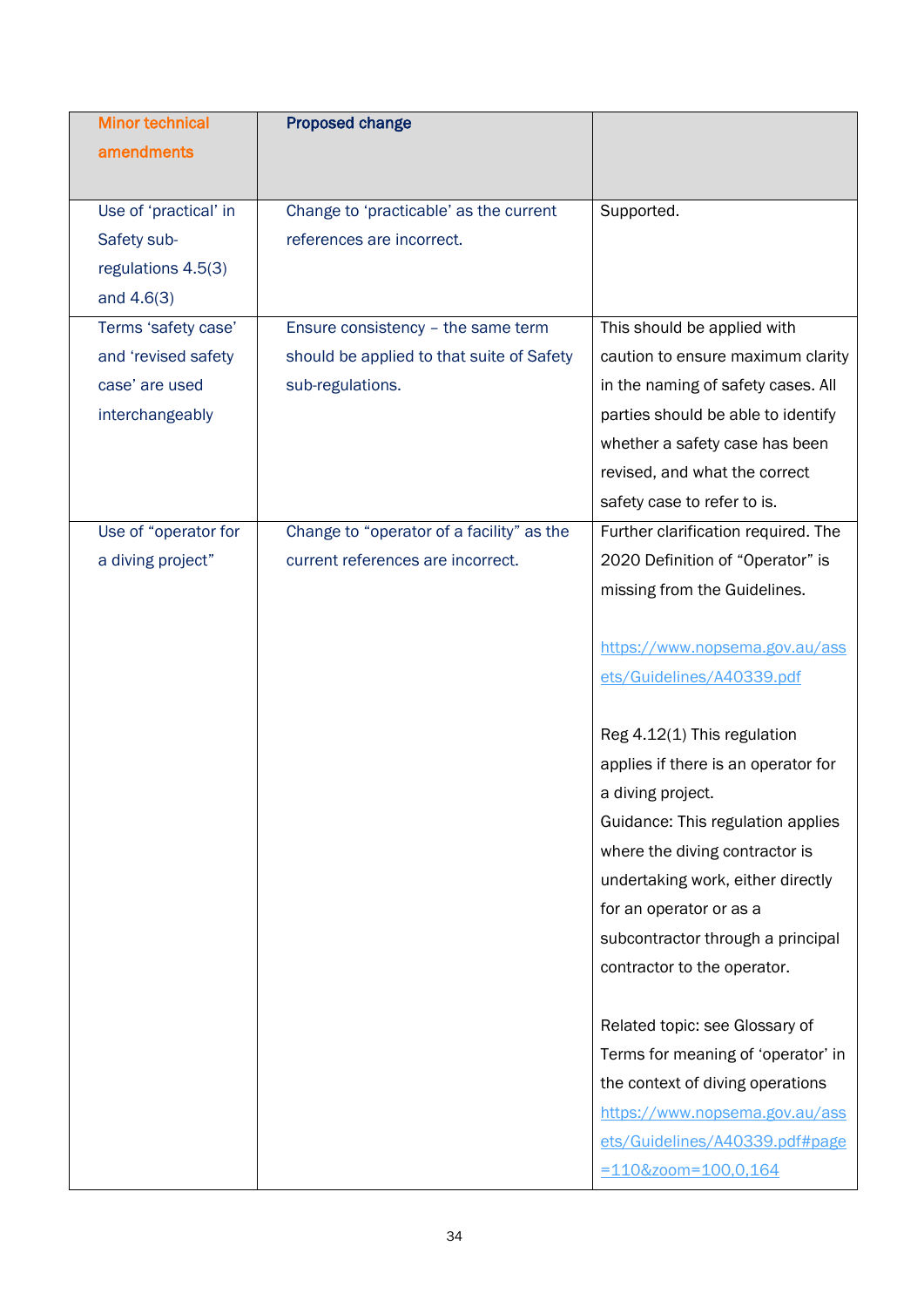| Minor technical amendments | Proposed change | |
|---|---|---|
| Use of 'practical' in Safety sub-regulations 4.5(3) and 4.6(3) | Change to 'practicable' as the current references are incorrect. | Supported. |
| Terms 'safety case' and 'revised safety case' are used interchangeably | Ensure consistency – the same term should be applied to that suite of Safety sub-regulations. | This should be applied with caution to ensure maximum clarity in the naming of safety cases. All parties should be able to identify whether a safety case has been revised, and what the correct safety case to refer to is. |
| Use of "operator for a diving project" | Change to "operator of a facility" as the current references are incorrect. | Further clarification required. The 2020 Definition of "Operator" is missing from the Guidelines.<br><br>https://www.nopsema.gov.au/assets/Guidelines/A40339.pdf<br><br>Reg 4.12(1) This regulation applies if there is an operator for a diving project.<br>Guidance: This regulation applies where the diving contractor is undertaking work, either directly for an operator or as a subcontractor through a principal contractor to the operator.<br><br>Related topic: see Glossary of Terms for meaning of 'operator' in the context of diving operations<br>https://www.nopsema.gov.au/assets/Guidelines/A40339.pdf#page=110&zoom=100,0,164 |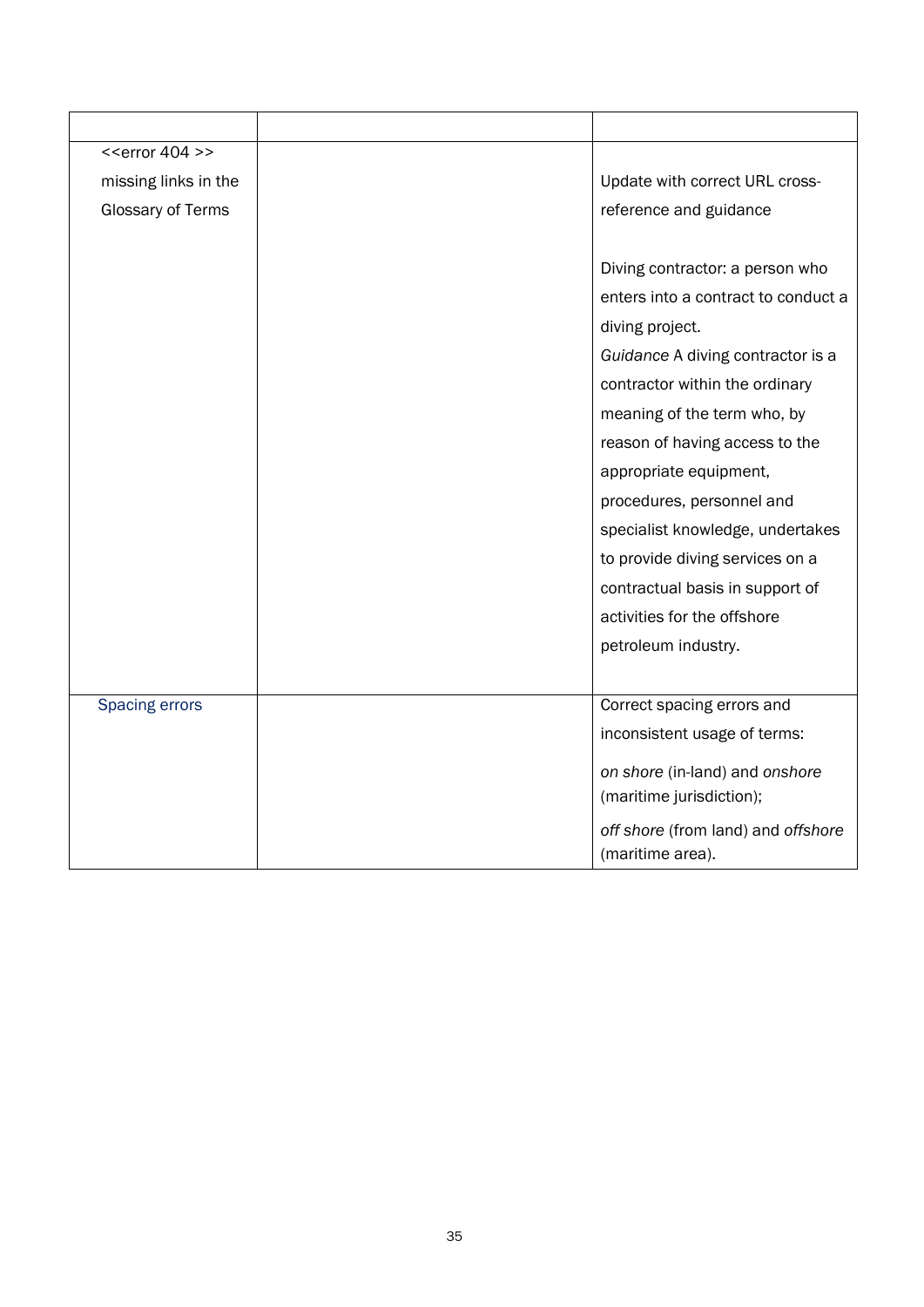| | | |
|---|---|---|
| <<error 404 >> missing links in the Glossary of Terms | | Update with correct URL cross-reference and guidance<br><br>Diving contractor: a person who enters into a contract to conduct a diving project.<br>*Guidance* A diving contractor is a contractor within the ordinary meaning of the term who, by reason of having access to the appropriate equipment, procedures, personnel and specialist knowledge, undertakes to provide diving services on a contractual basis in support of activities for the offshore petroleum industry. |
| Spacing errors | | Correct spacing errors and inconsistent usage of terms:<br><br>*on shore* (in-land) and *onshore* (maritime jurisdiction);<br><br>*off shore* (from land) and *offshore* (maritime area). |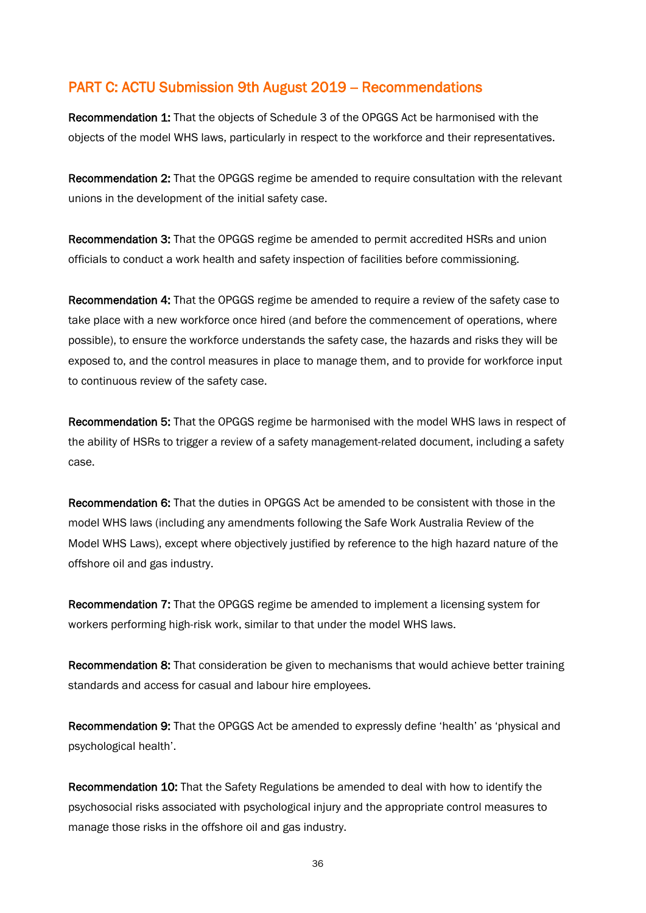## PART C: ACTU Submission 9th August 2019 – Recommendations

**Recommendation 1:** That the objects of Schedule 3 of the OPGGS Act be harmonised with the objects of the model WHS laws, particularly in respect to the workforce and their representatives.

**Recommendation 2:** That the OPGGS regime be amended to require consultation with the relevant unions in the development of the initial safety case.

**Recommendation 3:** That the OPGGS regime be amended to permit accredited HSRs and union officials to conduct a work health and safety inspection of facilities before commissioning.

**Recommendation 4:** That the OPGGS regime be amended to require a review of the safety case to take place with a new workforce once hired (and before the commencement of operations, where possible), to ensure the workforce understands the safety case, the hazards and risks they will be exposed to, and the control measures in place to manage them, and to provide for workforce input to continuous review of the safety case.

**Recommendation 5:** That the OPGGS regime be harmonised with the model WHS laws in respect of the ability of HSRs to trigger a review of a safety management-related document, including a safety case.

**Recommendation 6:** That the duties in OPGGS Act be amended to be consistent with those in the model WHS laws (including any amendments following the Safe Work Australia Review of the Model WHS Laws), except where objectively justified by reference to the high hazard nature of the offshore oil and gas industry.

**Recommendation 7:** That the OPGGS regime be amended to implement a licensing system for workers performing high-risk work, similar to that under the model WHS laws.

**Recommendation 8:** That consideration be given to mechanisms that would achieve better training standards and access for casual and labour hire employees.

**Recommendation 9:** That the OPGGS Act be amended to expressly define 'health' as 'physical and psychological health'.

**Recommendation 10:** That the Safety Regulations be amended to deal with how to identify the psychosocial risks associated with psychological injury and the appropriate control measures to manage those risks in the offshore oil and gas industry.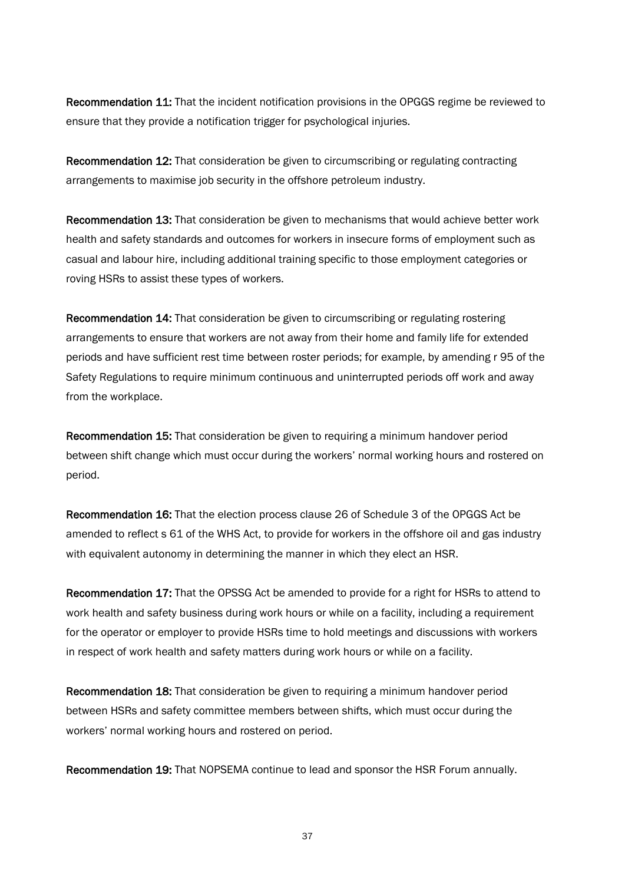**Recommendation 11:** That the incident notification provisions in the OPGGS regime be reviewed to ensure that they provide a notification trigger for psychological injuries.

**Recommendation 12:** That consideration be given to circumscribing or regulating contracting arrangements to maximise job security in the offshore petroleum industry.

**Recommendation 13:** That consideration be given to mechanisms that would achieve better work health and safety standards and outcomes for workers in insecure forms of employment such as casual and labour hire, including additional training specific to those employment categories or roving HSRs to assist these types of workers.

**Recommendation 14:** That consideration be given to circumscribing or regulating rostering arrangements to ensure that workers are not away from their home and family life for extended periods and have sufficient rest time between roster periods; for example, by amending r 95 of the Safety Regulations to require minimum continuous and uninterrupted periods off work and away from the workplace.

**Recommendation 15:** That consideration be given to requiring a minimum handover period between shift change which must occur during the workers' normal working hours and rostered on period.

**Recommendation 16:** That the election process clause 26 of Schedule 3 of the OPGGS Act be amended to reflect s 61 of the WHS Act, to provide for workers in the offshore oil and gas industry with equivalent autonomy in determining the manner in which they elect an HSR.

**Recommendation 17:** That the OPSSG Act be amended to provide for a right for HSRs to attend to work health and safety business during work hours or while on a facility, including a requirement for the operator or employer to provide HSRs time to hold meetings and discussions with workers in respect of work health and safety matters during work hours or while on a facility.

**Recommendation 18:** That consideration be given to requiring a minimum handover period between HSRs and safety committee members between shifts, which must occur during the workers' normal working hours and rostered on period.

**Recommendation 19:** That NOPSEMA continue to lead and sponsor the HSR Forum annually.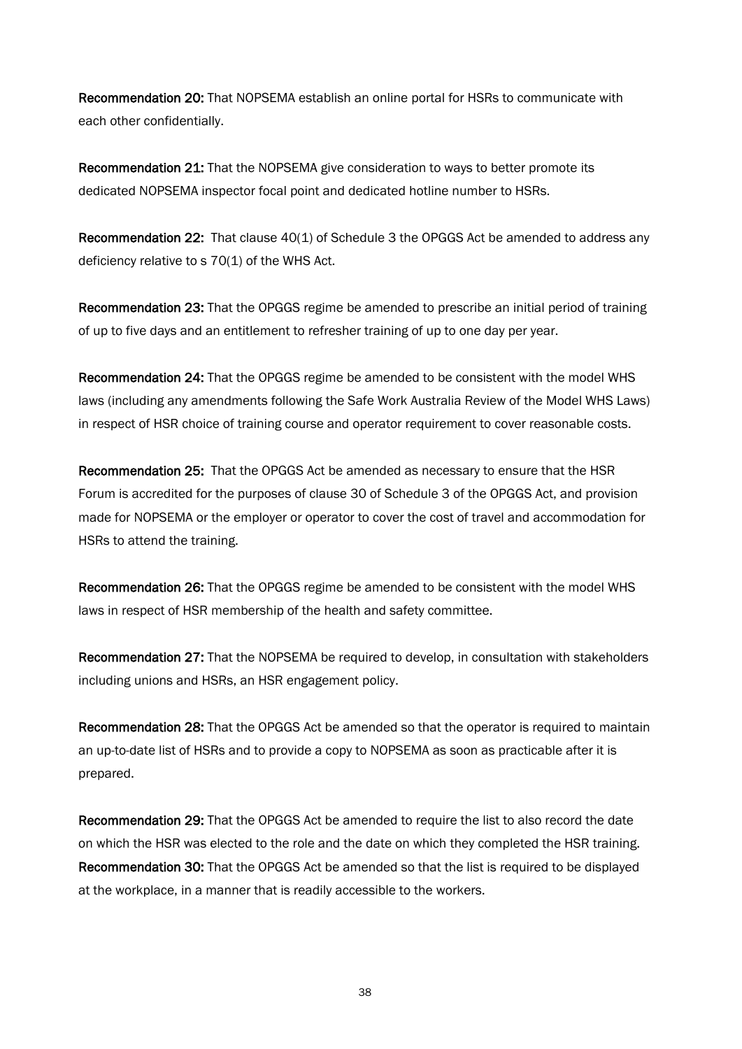**Recommendation 20:** That NOPSEMA establish an online portal for HSRs to communicate with each other confidentially.

**Recommendation 21:** That the NOPSEMA give consideration to ways to better promote its dedicated NOPSEMA inspector focal point and dedicated hotline number to HSRs.

**Recommendation 22:** That clause 40(1) of Schedule 3 the OPGGS Act be amended to address any deficiency relative to s 70(1) of the WHS Act.

**Recommendation 23:** That the OPGGS regime be amended to prescribe an initial period of training of up to five days and an entitlement to refresher training of up to one day per year.

**Recommendation 24:** That the OPGGS regime be amended to be consistent with the model WHS laws (including any amendments following the Safe Work Australia Review of the Model WHS Laws) in respect of HSR choice of training course and operator requirement to cover reasonable costs.

**Recommendation 25:** That the OPGGS Act be amended as necessary to ensure that the HSR Forum is accredited for the purposes of clause 30 of Schedule 3 of the OPGGS Act, and provision made for NOPSEMA or the employer or operator to cover the cost of travel and accommodation for HSRs to attend the training.

**Recommendation 26:** That the OPGGS regime be amended to be consistent with the model WHS laws in respect of HSR membership of the health and safety committee.

**Recommendation 27:** That the NOPSEMA be required to develop, in consultation with stakeholders including unions and HSRs, an HSR engagement policy.

**Recommendation 28:** That the OPGGS Act be amended so that the operator is required to maintain an up-to-date list of HSRs and to provide a copy to NOPSEMA as soon as practicable after it is prepared.

**Recommendation 29:** That the OPGGS Act be amended to require the list to also record the date on which the HSR was elected to the role and the date on which they completed the HSR training.

**Recommendation 30:** That the OPGGS Act be amended so that the list is required to be displayed at the workplace, in a manner that is readily accessible to the workers.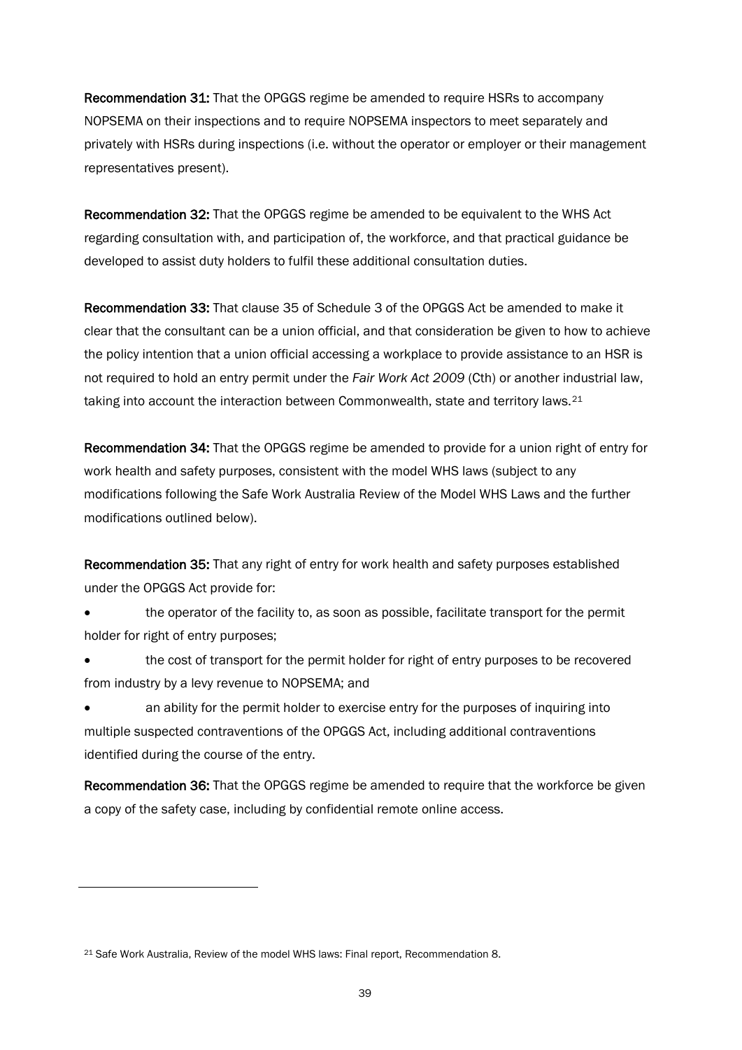**Recommendation 31:** That the OPGGS regime be amended to require HSRs to accompany NOPSEMA on their inspections and to require NOPSEMA inspectors to meet separately and privately with HSRs during inspections (i.e. without the operator or employer or their management representatives present).

**Recommendation 32:** That the OPGGS regime be amended to be equivalent to the WHS Act regarding consultation with, and participation of, the workforce, and that practical guidance be developed to assist duty holders to fulfil these additional consultation duties.

**Recommendation 33:** That clause 35 of Schedule 3 of the OPGGS Act be amended to make it clear that the consultant can be a union official, and that consideration be given to how to achieve the policy intention that a union official accessing a workplace to provide assistance to an HSR is not required to hold an entry permit under the *Fair Work Act 2009* (Cth) or another industrial law, taking into account the interaction between Commonwealth, state and territory laws.[21]

**Recommendation 34:** That the OPGGS regime be amended to provide for a union right of entry for work health and safety purposes, consistent with the model WHS laws (subject to any modifications following the Safe Work Australia Review of the Model WHS Laws and the further modifications outlined below).

**Recommendation 35:** That any right of entry for work health and safety purposes established under the OPGGS Act provide for:

- the operator of the facility to, as soon as possible, facilitate transport for the permit holder for right of entry purposes;
- the cost of transport for the permit holder for right of entry purposes to be recovered from industry by a levy revenue to NOPSEMA; and
- an ability for the permit holder to exercise entry for the purposes of inquiring into multiple suspected contraventions of the OPGGS Act, including additional contraventions identified during the course of the entry.

**Recommendation 36:** That the OPGGS regime be amended to require that the workforce be given a copy of the safety case, including by confidential remote online access.

[21] Safe Work Australia, Review of the model WHS laws: Final report, Recommendation 8.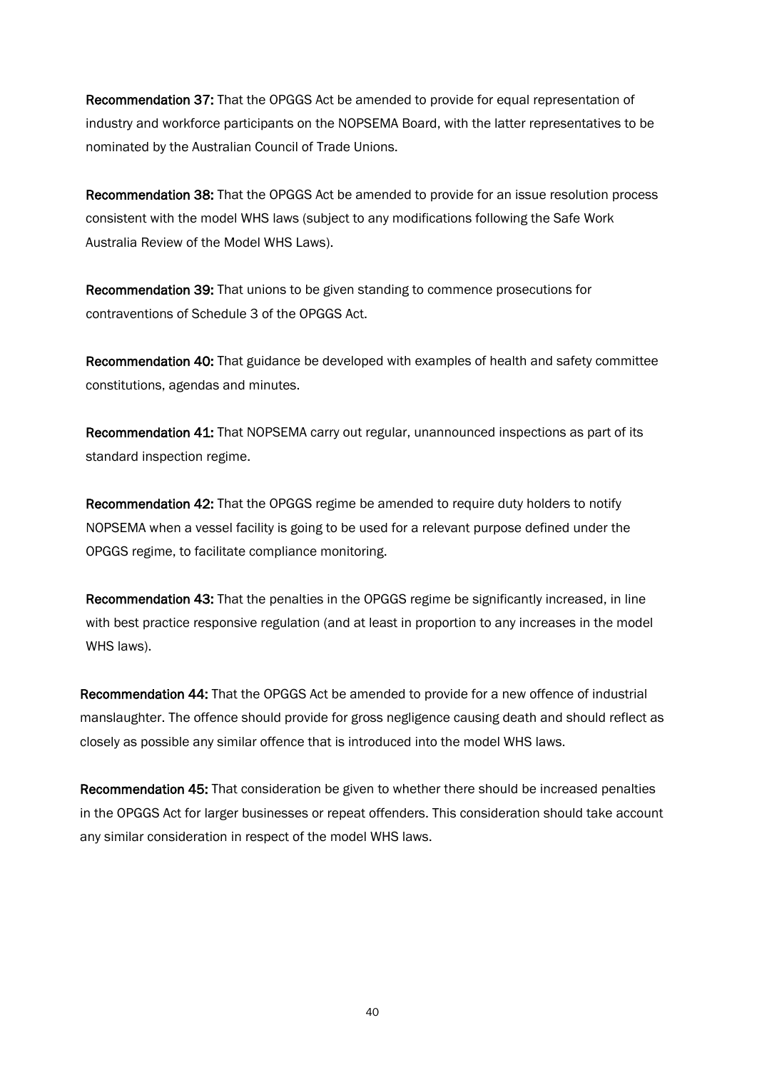**Recommendation 37:** That the OPGGS Act be amended to provide for equal representation of industry and workforce participants on the NOPSEMA Board, with the latter representatives to be nominated by the Australian Council of Trade Unions.

**Recommendation 38:** That the OPGGS Act be amended to provide for an issue resolution process consistent with the model WHS laws (subject to any modifications following the Safe Work Australia Review of the Model WHS Laws).

**Recommendation 39:** That unions to be given standing to commence prosecutions for contraventions of Schedule 3 of the OPGGS Act.

**Recommendation 40:** That guidance be developed with examples of health and safety committee constitutions, agendas and minutes.

**Recommendation 41:** That NOPSEMA carry out regular, unannounced inspections as part of its standard inspection regime.

**Recommendation 42:** That the OPGGS regime be amended to require duty holders to notify NOPSEMA when a vessel facility is going to be used for a relevant purpose defined under the OPGGS regime, to facilitate compliance monitoring.

**Recommendation 43:** That the penalties in the OPGGS regime be significantly increased, in line with best practice responsive regulation (and at least in proportion to any increases in the model WHS laws).

**Recommendation 44:** That the OPGGS Act be amended to provide for a new offence of industrial manslaughter. The offence should provide for gross negligence causing death and should reflect as closely as possible any similar offence that is introduced into the model WHS laws.

**Recommendation 45:** That consideration be given to whether there should be increased penalties in the OPGGS Act for larger businesses or repeat offenders. This consideration should take account any similar consideration in respect of the model WHS laws.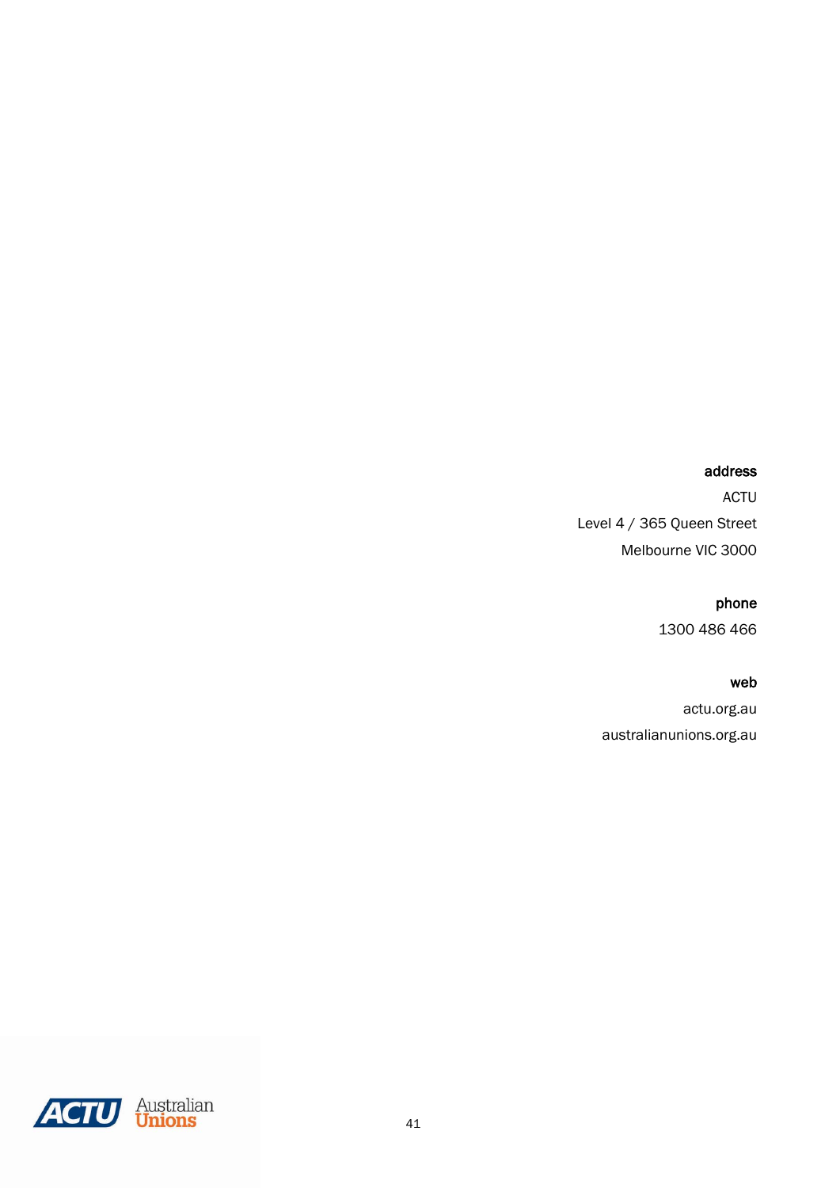**address**

ACTU

Level 4 / 365 Queen Street

Melbourne VIC 3000

**phone**

1300 486 466

**web**

actu.org.au

australianunions.org.au